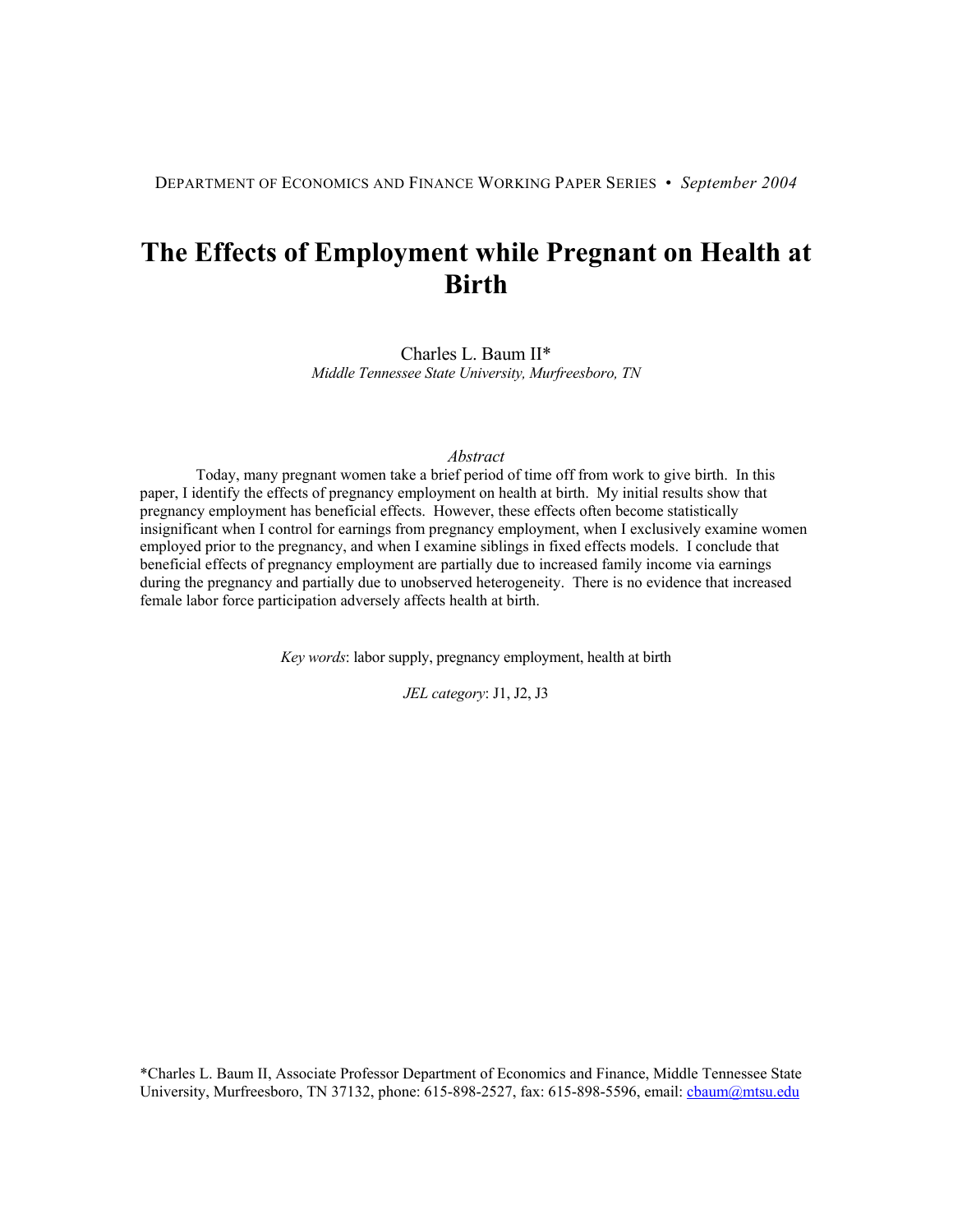DEPARTMENT OF ECONOMICS AND FINANCE WORKING PAPER SERIES • *September 2004*

# The Effects of Employment while Pregnant on Health at Birth

Charles L. Baum II*
*Middle Tennessee State University, Murfreesboro, TN*

*Abstract*

Today, many pregnant women take a brief period of time off from work to give birth. In this paper, I identify the effects of pregnancy employment on health at birth. My initial results show that pregnancy employment has beneficial effects. However, these effects often become statistically insignificant when I control for earnings from pregnancy employment, when I exclusively examine women employed prior to the pregnancy, and when I examine siblings in fixed effects models. I conclude that beneficial effects of pregnancy employment are partially due to increased family income via earnings during the pregnancy and partially due to unobserved heterogeneity. There is no evidence that increased female labor force participation adversely affects health at birth.

*Key words*: labor supply, pregnancy employment, health at birth

*JEL category*: J1, J2, J3

*Charles L. Baum II, Associate Professor Department of Economics and Finance, Middle Tennessee State University, Murfreesboro, TN 37132, phone: 615-898-2527, fax: 615-898-5596, email: cbaum@mtsu.edu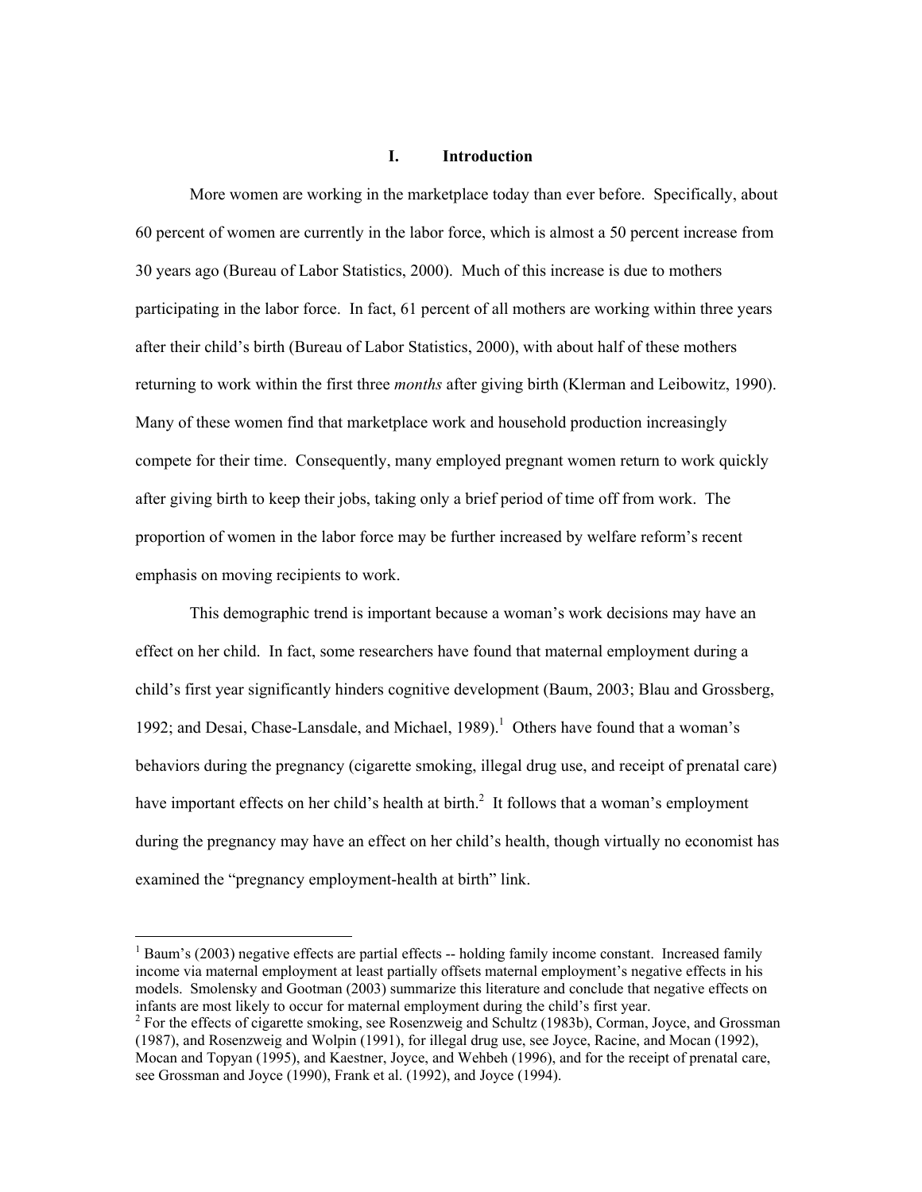# I. Introduction

More women are working in the marketplace today than ever before. Specifically, about 60 percent of women are currently in the labor force, which is almost a 50 percent increase from 30 years ago (Bureau of Labor Statistics, 2000). Much of this increase is due to mothers participating in the labor force. In fact, 61 percent of all mothers are working within three years after their child's birth (Bureau of Labor Statistics, 2000), with about half of these mothers returning to work within the first three *months* after giving birth (Klerman and Leibowitz, 1990). Many of these women find that marketplace work and household production increasingly compete for their time. Consequently, many employed pregnant women return to work quickly after giving birth to keep their jobs, taking only a brief period of time off from work. The proportion of women in the labor force may be further increased by welfare reform's recent emphasis on moving recipients to work.

This demographic trend is important because a woman's work decisions may have an effect on her child. In fact, some researchers have found that maternal employment during a child's first year significantly hinders cognitive development (Baum, 2003; Blau and Grossberg, 1992; and Desai, Chase-Lansdale, and Michael, 1989).[1] Others have found that a woman's behaviors during the pregnancy (cigarette smoking, illegal drug use, and receipt of prenatal care) have important effects on her child's health at birth.[2] It follows that a woman's employment during the pregnancy may have an effect on her child's health, though virtually no economist has examined the "pregnancy employment-health at birth" link.

[1] Baum's (2003) negative effects are partial effects -- holding family income constant. Increased family income via maternal employment at least partially offsets maternal employment's negative effects in his models. Smolensky and Gootman (2003) summarize this literature and conclude that negative effects on infants are most likely to occur for maternal employment during the child's first year.

[2] For the effects of cigarette smoking, see Rosenzweig and Schultz (1983b), Corman, Joyce, and Grossman (1987), and Rosenzweig and Wolpin (1991), for illegal drug use, see Joyce, Racine, and Mocan (1992), Mocan and Topyan (1995), and Kaestner, Joyce, and Wehbeh (1996), and for the receipt of prenatal care, see Grossman and Joyce (1990), Frank et al. (1992), and Joyce (1994).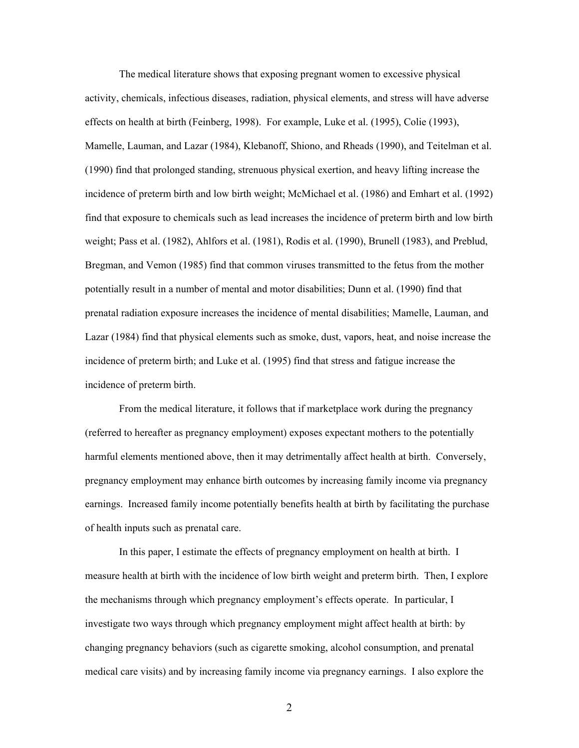The medical literature shows that exposing pregnant women to excessive physical activity, chemicals, infectious diseases, radiation, physical elements, and stress will have adverse effects on health at birth (Feinberg, 1998). For example, Luke et al. (1995), Colie (1993), Mamelle, Lauman, and Lazar (1984), Klebanoff, Shiono, and Rheads (1990), and Teitelman et al. (1990) find that prolonged standing, strenuous physical exertion, and heavy lifting increase the incidence of preterm birth and low birth weight; McMichael et al. (1986) and Emhart et al. (1992) find that exposure to chemicals such as lead increases the incidence of preterm birth and low birth weight; Pass et al. (1982), Ahlfors et al. (1981), Rodis et al. (1990), Brunell (1983), and Preblud, Bregman, and Vemon (1985) find that common viruses transmitted to the fetus from the mother potentially result in a number of mental and motor disabilities; Dunn et al. (1990) find that prenatal radiation exposure increases the incidence of mental disabilities; Mamelle, Lauman, and Lazar (1984) find that physical elements such as smoke, dust, vapors, heat, and noise increase the incidence of preterm birth; and Luke et al. (1995) find that stress and fatigue increase the incidence of preterm birth.

From the medical literature, it follows that if marketplace work during the pregnancy (referred to hereafter as pregnancy employment) exposes expectant mothers to the potentially harmful elements mentioned above, then it may detrimentally affect health at birth. Conversely, pregnancy employment may enhance birth outcomes by increasing family income via pregnancy earnings. Increased family income potentially benefits health at birth by facilitating the purchase of health inputs such as prenatal care.

In this paper, I estimate the effects of pregnancy employment on health at birth. I measure health at birth with the incidence of low birth weight and preterm birth. Then, I explore the mechanisms through which pregnancy employment's effects operate. In particular, I investigate two ways through which pregnancy employment might affect health at birth: by changing pregnancy behaviors (such as cigarette smoking, alcohol consumption, and prenatal medical care visits) and by increasing family income via pregnancy earnings. I also explore the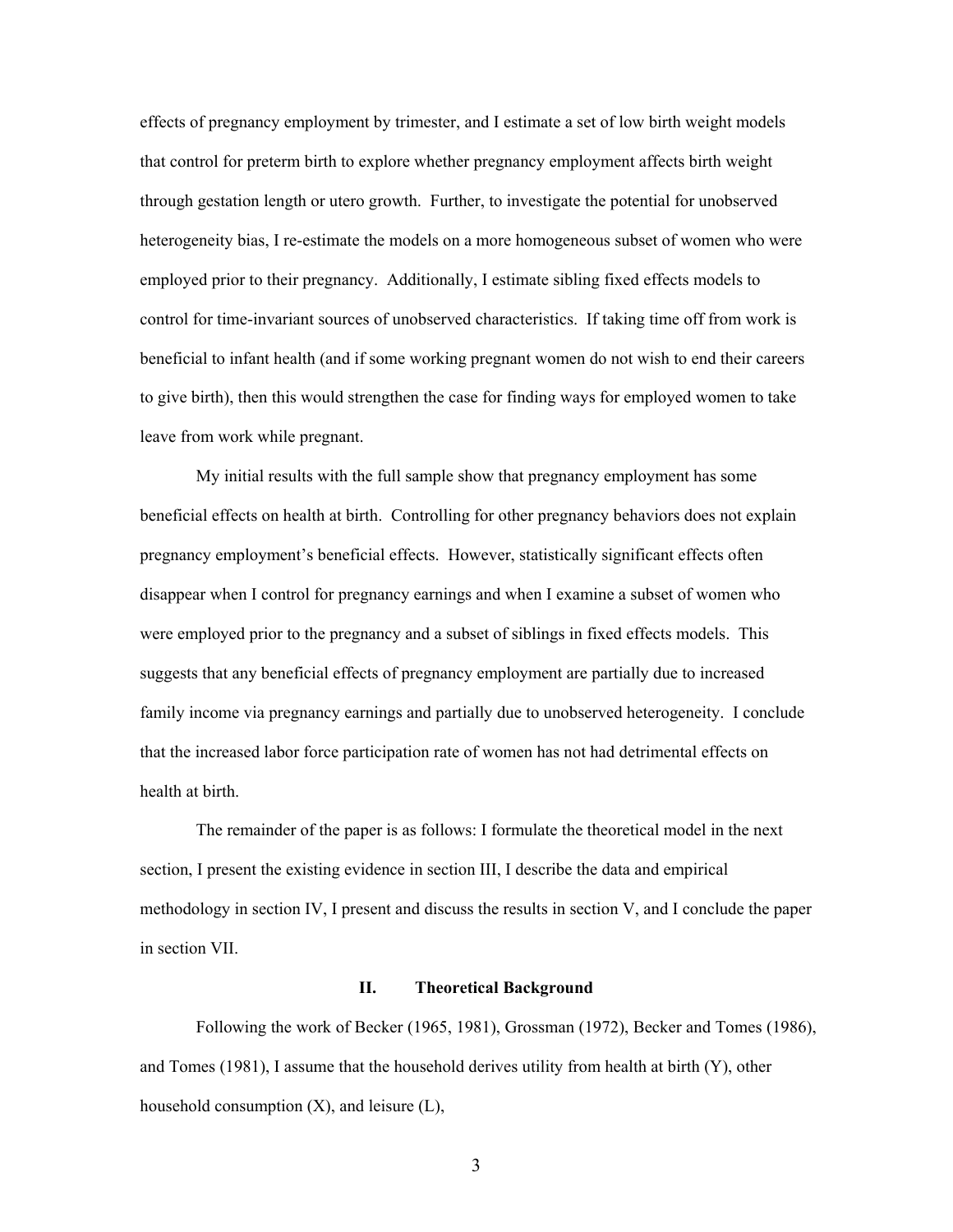effects of pregnancy employment by trimester, and I estimate a set of low birth weight models that control for preterm birth to explore whether pregnancy employment affects birth weight through gestation length or utero growth. Further, to investigate the potential for unobserved heterogeneity bias, I re-estimate the models on a more homogeneous subset of women who were employed prior to their pregnancy. Additionally, I estimate sibling fixed effects models to control for time-invariant sources of unobserved characteristics. If taking time off from work is beneficial to infant health (and if some working pregnant women do not wish to end their careers to give birth), then this would strengthen the case for finding ways for employed women to take leave from work while pregnant.

My initial results with the full sample show that pregnancy employment has some beneficial effects on health at birth. Controlling for other pregnancy behaviors does not explain pregnancy employment's beneficial effects. However, statistically significant effects often disappear when I control for pregnancy earnings and when I examine a subset of women who were employed prior to the pregnancy and a subset of siblings in fixed effects models. This suggests that any beneficial effects of pregnancy employment are partially due to increased family income via pregnancy earnings and partially due to unobserved heterogeneity. I conclude that the increased labor force participation rate of women has not had detrimental effects on health at birth.

The remainder of the paper is as follows: I formulate the theoretical model in the next section, I present the existing evidence in section III, I describe the data and empirical methodology in section IV, I present and discuss the results in section V, and I conclude the paper in section VII.

## II. Theoretical Background

Following the work of Becker (1965, 1981), Grossman (1972), Becker and Tomes (1986), and Tomes (1981), I assume that the household derives utility from health at birth (Y), other household consumption (X), and leisure (L),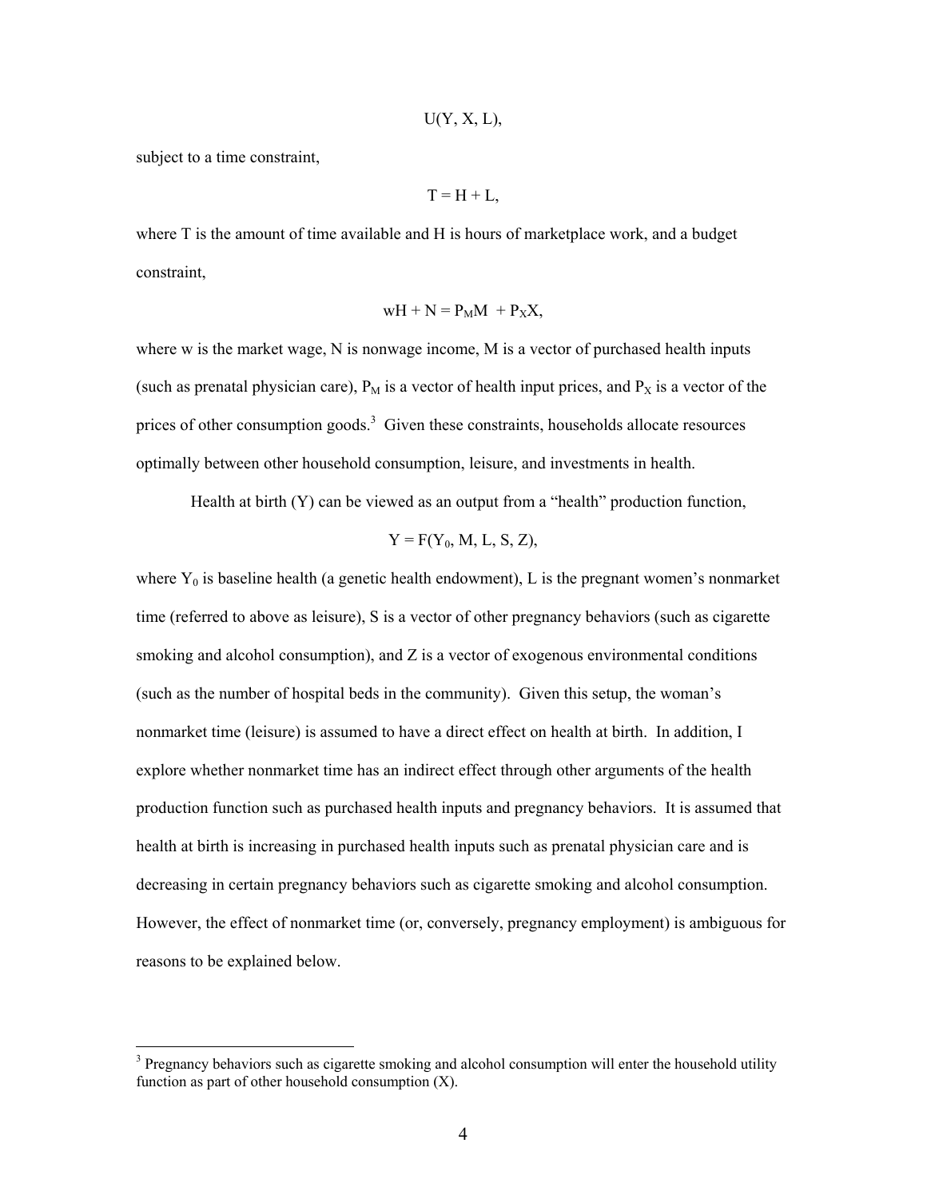$$U(Y, X, L),$$

subject to a time constraint,

$$T = H + L,$$

where T is the amount of time available and H is hours of marketplace work, and a budget constraint,

$$wH + N = P_M M + P_X X,$$

where w is the market wage, N is nonwage income, M is a vector of purchased health inputs (such as prenatal physician care), $P_M$ is a vector of health input prices, and $P_X$ is a vector of the prices of other consumption goods.[3] Given these constraints, households allocate resources optimally between other household consumption, leisure, and investments in health.

Health at birth (Y) can be viewed as an output from a "health" production function,

$$Y = F(Y_0, M, L, S, Z),$$

where $Y_0$ is baseline health (a genetic health endowment), L is the pregnant women's nonmarket time (referred to above as leisure), S is a vector of other pregnancy behaviors (such as cigarette smoking and alcohol consumption), and Z is a vector of exogenous environmental conditions (such as the number of hospital beds in the community). Given this setup, the woman's nonmarket time (leisure) is assumed to have a direct effect on health at birth. In addition, I explore whether nonmarket time has an indirect effect through other arguments of the health production function such as purchased health inputs and pregnancy behaviors. It is assumed that health at birth is increasing in purchased health inputs such as prenatal physician care and is decreasing in certain pregnancy behaviors such as cigarette smoking and alcohol consumption. However, the effect of nonmarket time (or, conversely, pregnancy employment) is ambiguous for reasons to be explained below.

[3] Pregnancy behaviors such as cigarette smoking and alcohol consumption will enter the household utility function as part of other household consumption (X).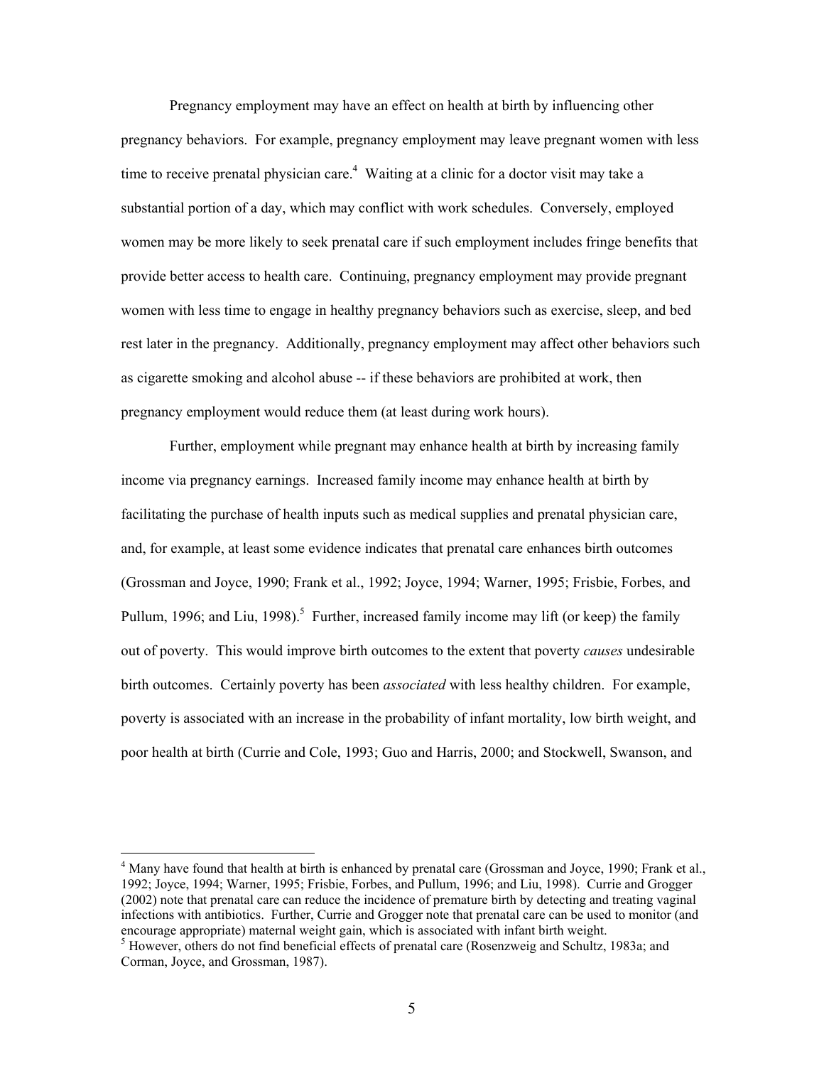Pregnancy employment may have an effect on health at birth by influencing other pregnancy behaviors. For example, pregnancy employment may leave pregnant women with less time to receive prenatal physician care.[4] Waiting at a clinic for a doctor visit may take a substantial portion of a day, which may conflict with work schedules. Conversely, employed women may be more likely to seek prenatal care if such employment includes fringe benefits that provide better access to health care. Continuing, pregnancy employment may provide pregnant women with less time to engage in healthy pregnancy behaviors such as exercise, sleep, and bed rest later in the pregnancy. Additionally, pregnancy employment may affect other behaviors such as cigarette smoking and alcohol abuse -- if these behaviors are prohibited at work, then pregnancy employment would reduce them (at least during work hours).

Further, employment while pregnant may enhance health at birth by increasing family income via pregnancy earnings. Increased family income may enhance health at birth by facilitating the purchase of health inputs such as medical supplies and prenatal physician care, and, for example, at least some evidence indicates that prenatal care enhances birth outcomes (Grossman and Joyce, 1990; Frank et al., 1992; Joyce, 1994; Warner, 1995; Frisbie, Forbes, and Pullum, 1996; and Liu, 1998).[5] Further, increased family income may lift (or keep) the family out of poverty. This would improve birth outcomes to the extent that poverty *causes* undesirable birth outcomes. Certainly poverty has been *associated* with less healthy children. For example, poverty is associated with an increase in the probability of infant mortality, low birth weight, and poor health at birth (Currie and Cole, 1993; Guo and Harris, 2000; and Stockwell, Swanson, and

---

[4] Many have found that health at birth is enhanced by prenatal care (Grossman and Joyce, 1990; Frank et al., 1992; Joyce, 1994; Warner, 1995; Frisbie, Forbes, and Pullum, 1996; and Liu, 1998). Currie and Grogger (2002) note that prenatal care can reduce the incidence of premature birth by detecting and treating vaginal infections with antibiotics. Further, Currie and Grogger note that prenatal care can be used to monitor (and encourage appropriate) maternal weight gain, which is associated with infant birth weight.

[5] However, others do not find beneficial effects of prenatal care (Rosenzweig and Schultz, 1983a; and Corman, Joyce, and Grossman, 1987).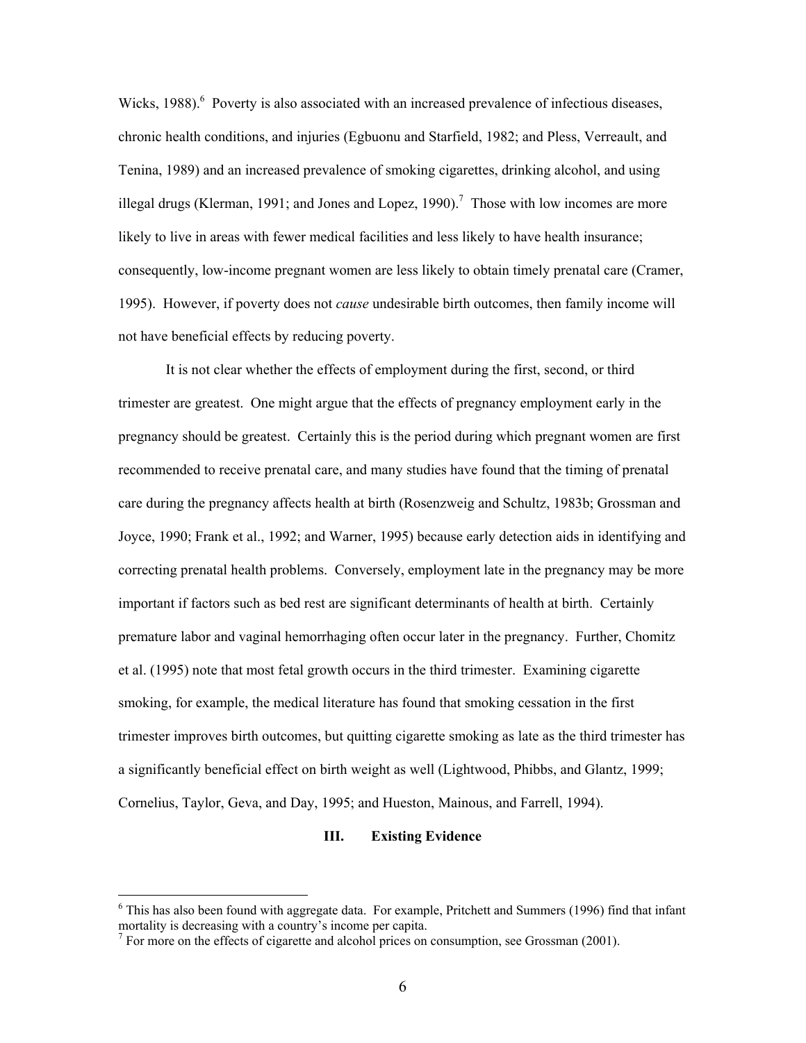Wicks, 1988).[6] Poverty is also associated with an increased prevalence of infectious diseases, chronic health conditions, and injuries (Egbuonu and Starfield, 1982; and Pless, Verreault, and Tenina, 1989) and an increased prevalence of smoking cigarettes, drinking alcohol, and using illegal drugs (Klerman, 1991; and Jones and Lopez, 1990).[7] Those with low incomes are more likely to live in areas with fewer medical facilities and less likely to have health insurance; consequently, low-income pregnant women are less likely to obtain timely prenatal care (Cramer, 1995). However, if poverty does not *cause* undesirable birth outcomes, then family income will not have beneficial effects by reducing poverty.

It is not clear whether the effects of employment during the first, second, or third trimester are greatest. One might argue that the effects of pregnancy employment early in the pregnancy should be greatest. Certainly this is the period during which pregnant women are first recommended to receive prenatal care, and many studies have found that the timing of prenatal care during the pregnancy affects health at birth (Rosenzweig and Schultz, 1983b; Grossman and Joyce, 1990; Frank et al., 1992; and Warner, 1995) because early detection aids in identifying and correcting prenatal health problems. Conversely, employment late in the pregnancy may be more important if factors such as bed rest are significant determinants of health at birth. Certainly premature labor and vaginal hemorrhaging often occur later in the pregnancy. Further, Chomitz et al. (1995) note that most fetal growth occurs in the third trimester. Examining cigarette smoking, for example, the medical literature has found that smoking cessation in the first trimester improves birth outcomes, but quitting cigarette smoking as late as the third trimester has a significantly beneficial effect on birth weight as well (Lightwood, Phibbs, and Glantz, 1999; Cornelius, Taylor, Geva, and Day, 1995; and Hueston, Mainous, and Farrell, 1994).

## III. Existing Evidence

[6] This has also been found with aggregate data. For example, Pritchett and Summers (1996) find that infant mortality is decreasing with a country's income per capita.

[7] For more on the effects of cigarette and alcohol prices on consumption, see Grossman (2001).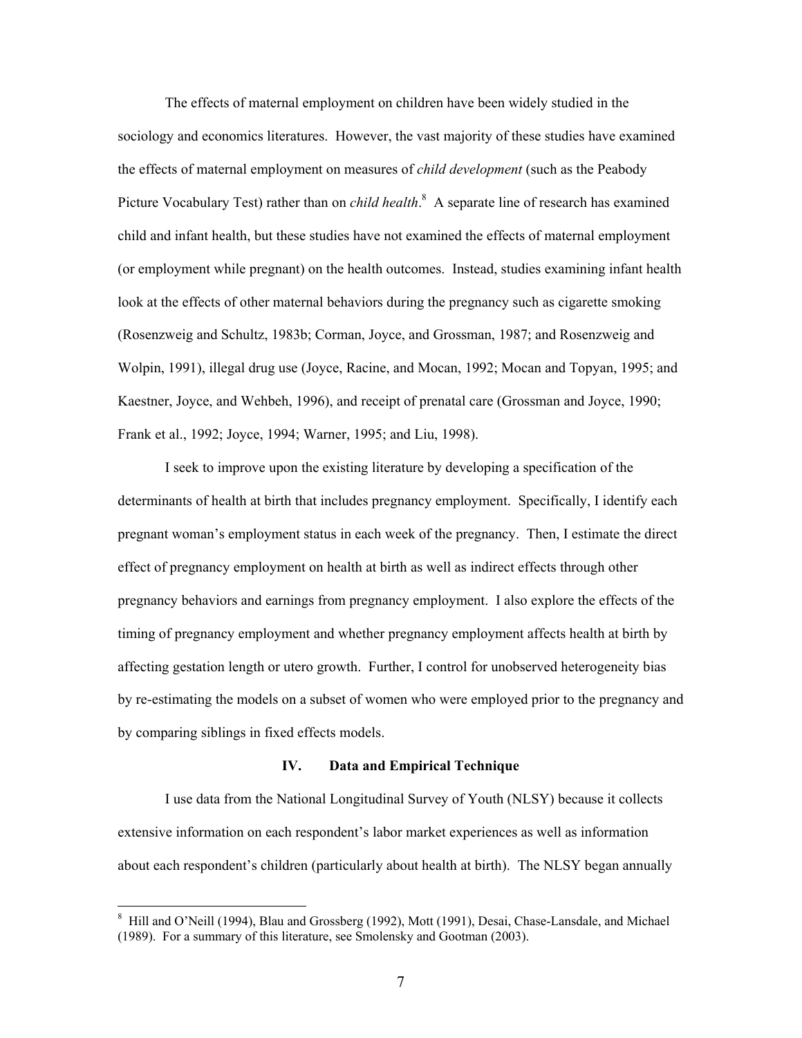The effects of maternal employment on children have been widely studied in the sociology and economics literatures. However, the vast majority of these studies have examined the effects of maternal employment on measures of *child development* (such as the Peabody Picture Vocabulary Test) rather than on *child health*.[8] A separate line of research has examined child and infant health, but these studies have not examined the effects of maternal employment (or employment while pregnant) on the health outcomes. Instead, studies examining infant health look at the effects of other maternal behaviors during the pregnancy such as cigarette smoking (Rosenzweig and Schultz, 1983b; Corman, Joyce, and Grossman, 1987; and Rosenzweig and Wolpin, 1991), illegal drug use (Joyce, Racine, and Mocan, 1992; Mocan and Topyan, 1995; and Kaestner, Joyce, and Wehbeh, 1996), and receipt of prenatal care (Grossman and Joyce, 1990; Frank et al., 1992; Joyce, 1994; Warner, 1995; and Liu, 1998).

I seek to improve upon the existing literature by developing a specification of the determinants of health at birth that includes pregnancy employment. Specifically, I identify each pregnant woman's employment status in each week of the pregnancy. Then, I estimate the direct effect of pregnancy employment on health at birth as well as indirect effects through other pregnancy behaviors and earnings from pregnancy employment. I also explore the effects of the timing of pregnancy employment and whether pregnancy employment affects health at birth by affecting gestation length or utero growth. Further, I control for unobserved heterogeneity bias by re-estimating the models on a subset of women who were employed prior to the pregnancy and by comparing siblings in fixed effects models.

## IV. Data and Empirical Technique

I use data from the National Longitudinal Survey of Youth (NLSY) because it collects extensive information on each respondent's labor market experiences as well as information about each respondent's children (particularly about health at birth). The NLSY began annually

---

[8] Hill and O'Neill (1994), Blau and Grossberg (1992), Mott (1991), Desai, Chase-Lansdale, and Michael (1989). For a summary of this literature, see Smolensky and Gootman (2003).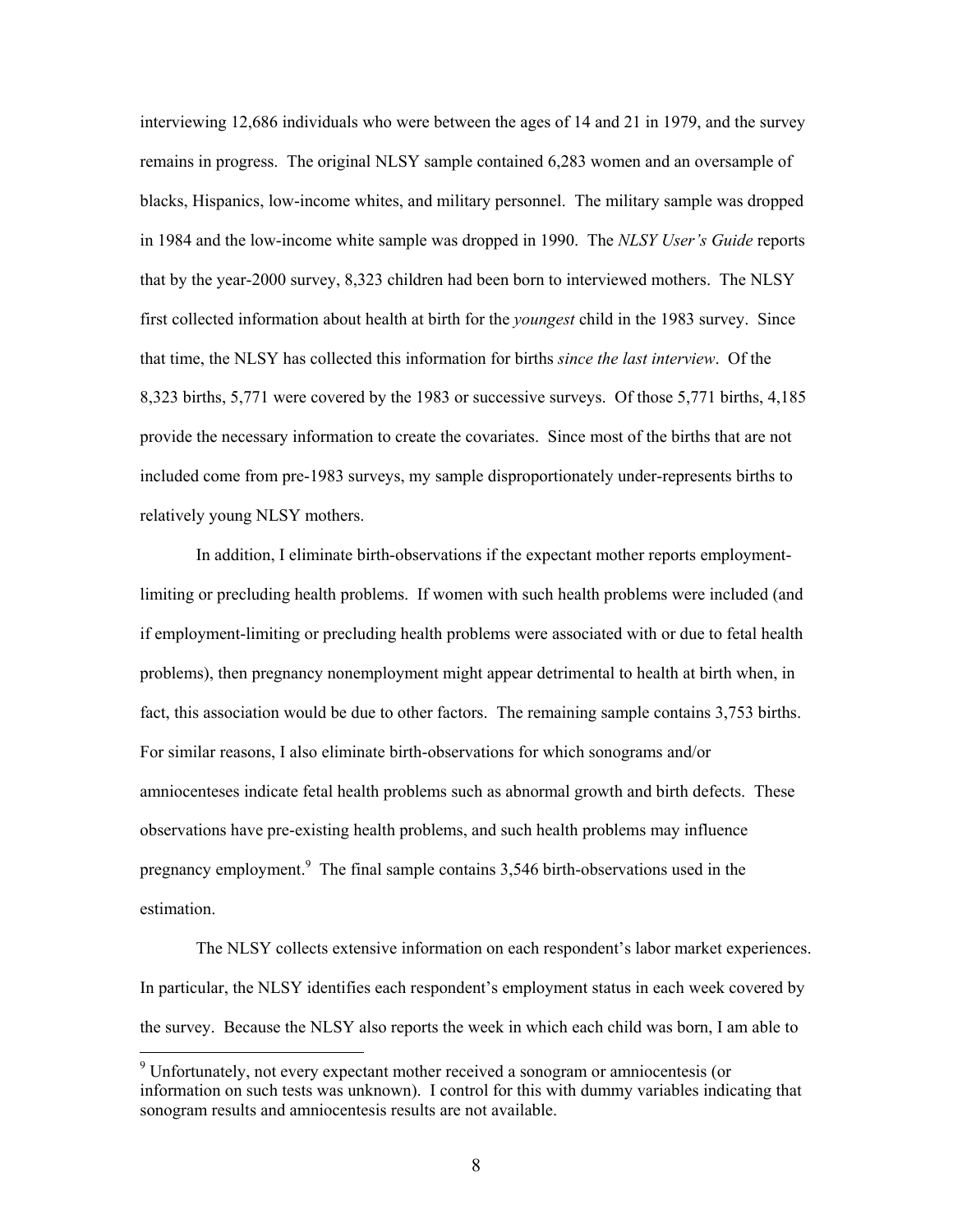interviewing 12,686 individuals who were between the ages of 14 and 21 in 1979, and the survey remains in progress. The original NLSY sample contained 6,283 women and an oversample of blacks, Hispanics, low-income whites, and military personnel. The military sample was dropped in 1984 and the low-income white sample was dropped in 1990. The *NLSY User's Guide* reports that by the year-2000 survey, 8,323 children had been born to interviewed mothers. The NLSY first collected information about health at birth for the *youngest* child in the 1983 survey. Since that time, the NLSY has collected this information for births *since the last interview*. Of the 8,323 births, 5,771 were covered by the 1983 or successive surveys. Of those 5,771 births, 4,185 provide the necessary information to create the covariates. Since most of the births that are not included come from pre-1983 surveys, my sample disproportionately under-represents births to relatively young NLSY mothers.

In addition, I eliminate birth-observations if the expectant mother reports employment-limiting or precluding health problems. If women with such health problems were included (and if employment-limiting or precluding health problems were associated with or due to fetal health problems), then pregnancy nonemployment might appear detrimental to health at birth when, in fact, this association would be due to other factors. The remaining sample contains 3,753 births. For similar reasons, I also eliminate birth-observations for which sonograms and/or amniocenteses indicate fetal health problems such as abnormal growth and birth defects. These observations have pre-existing health problems, and such health problems may influence pregnancy employment.[9] The final sample contains 3,546 birth-observations used in the estimation.

The NLSY collects extensive information on each respondent's labor market experiences. In particular, the NLSY identifies each respondent's employment status in each week covered by the survey. Because the NLSY also reports the week in which each child was born, I am able to

[9] Unfortunately, not every expectant mother received a sonogram or amniocentesis (or information on such tests was unknown). I control for this with dummy variables indicating that sonogram results and amniocentesis results are not available.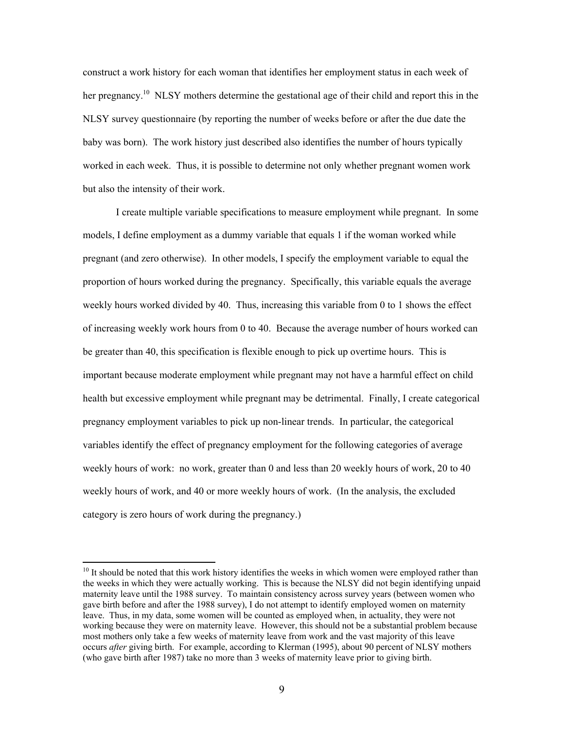construct a work history for each woman that identifies her employment status in each week of her pregnancy.[10] NLSY mothers determine the gestational age of their child and report this in the NLSY survey questionnaire (by reporting the number of weeks before or after the due date the baby was born). The work history just described also identifies the number of hours typically worked in each week. Thus, it is possible to determine not only whether pregnant women work but also the intensity of their work.

I create multiple variable specifications to measure employment while pregnant. In some models, I define employment as a dummy variable that equals 1 if the woman worked while pregnant (and zero otherwise). In other models, I specify the employment variable to equal the proportion of hours worked during the pregnancy. Specifically, this variable equals the average weekly hours worked divided by 40. Thus, increasing this variable from 0 to 1 shows the effect of increasing weekly work hours from 0 to 40. Because the average number of hours worked can be greater than 40, this specification is flexible enough to pick up overtime hours. This is important because moderate employment while pregnant may not have a harmful effect on child health but excessive employment while pregnant may be detrimental. Finally, I create categorical pregnancy employment variables to pick up non-linear trends. In particular, the categorical variables identify the effect of pregnancy employment for the following categories of average weekly hours of work: no work, greater than 0 and less than 20 weekly hours of work, 20 to 40 weekly hours of work, and 40 or more weekly hours of work. (In the analysis, the excluded category is zero hours of work during the pregnancy.)

[10] It should be noted that this work history identifies the weeks in which women were employed rather than the weeks in which they were actually working. This is because the NLSY did not begin identifying unpaid maternity leave until the 1988 survey. To maintain consistency across survey years (between women who gave birth before and after the 1988 survey), I do not attempt to identify employed women on maternity leave. Thus, in my data, some women will be counted as employed when, in actuality, they were not working because they were on maternity leave. However, this should not be a substantial problem because most mothers only take a few weeks of maternity leave from work and the vast majority of this leave occurs *after* giving birth. For example, according to Klerman (1995), about 90 percent of NLSY mothers (who gave birth after 1987) take no more than 3 weeks of maternity leave prior to giving birth.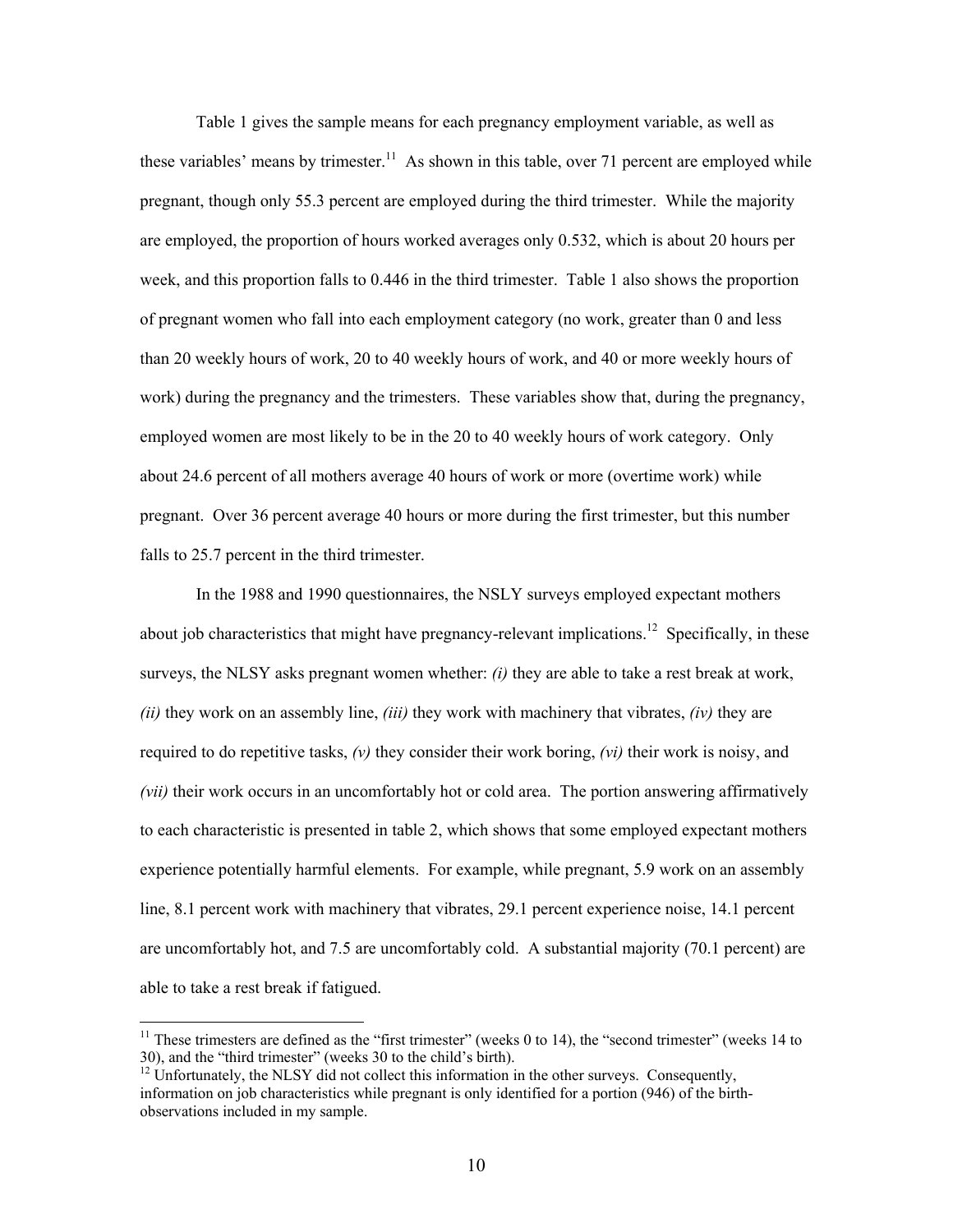Table 1 gives the sample means for each pregnancy employment variable, as well as these variables' means by trimester.[11] As shown in this table, over 71 percent are employed while pregnant, though only 55.3 percent are employed during the third trimester. While the majority are employed, the proportion of hours worked averages only 0.532, which is about 20 hours per week, and this proportion falls to 0.446 in the third trimester. Table 1 also shows the proportion of pregnant women who fall into each employment category (no work, greater than 0 and less than 20 weekly hours of work, 20 to 40 weekly hours of work, and 40 or more weekly hours of work) during the pregnancy and the trimesters. These variables show that, during the pregnancy, employed women are most likely to be in the 20 to 40 weekly hours of work category. Only about 24.6 percent of all mothers average 40 hours of work or more (overtime work) while pregnant. Over 36 percent average 40 hours or more during the first trimester, but this number falls to 25.7 percent in the third trimester.

In the 1988 and 1990 questionnaires, the NSLY surveys employed expectant mothers about job characteristics that might have pregnancy-relevant implications.[12] Specifically, in these surveys, the NLSY asks pregnant women whether: *(i)* they are able to take a rest break at work, *(ii)* they work on an assembly line, *(iii)* they work with machinery that vibrates, *(iv)* they are required to do repetitive tasks, *(v)* they consider their work boring, *(vi)* their work is noisy, and *(vii)* their work occurs in an uncomfortably hot or cold area. The portion answering affirmatively to each characteristic is presented in table 2, which shows that some employed expectant mothers experience potentially harmful elements. For example, while pregnant, 5.9 work on an assembly line, 8.1 percent work with machinery that vibrates, 29.1 percent experience noise, 14.1 percent are uncomfortably hot, and 7.5 are uncomfortably cold. A substantial majority (70.1 percent) are able to take a rest break if fatigued.

[11] These trimesters are defined as the "first trimester" (weeks 0 to 14), the "second trimester" (weeks 14 to 30), and the "third trimester" (weeks 30 to the child's birth).

[12] Unfortunately, the NLSY did not collect this information in the other surveys. Consequently, information on job characteristics while pregnant is only identified for a portion (946) of the birth-observations included in my sample.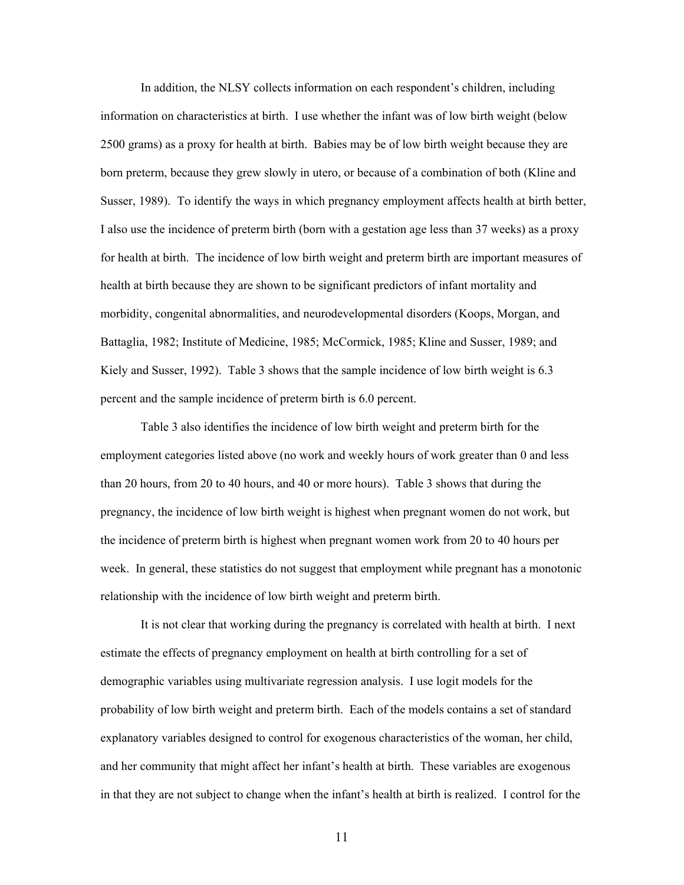In addition, the NLSY collects information on each respondent's children, including information on characteristics at birth. I use whether the infant was of low birth weight (below 2500 grams) as a proxy for health at birth. Babies may be of low birth weight because they are born preterm, because they grew slowly in utero, or because of a combination of both (Kline and Susser, 1989). To identify the ways in which pregnancy employment affects health at birth better, I also use the incidence of preterm birth (born with a gestation age less than 37 weeks) as a proxy for health at birth. The incidence of low birth weight and preterm birth are important measures of health at birth because they are shown to be significant predictors of infant mortality and morbidity, congenital abnormalities, and neurodevelopmental disorders (Koops, Morgan, and Battaglia, 1982; Institute of Medicine, 1985; McCormick, 1985; Kline and Susser, 1989; and Kiely and Susser, 1992). Table 3 shows that the sample incidence of low birth weight is 6.3 percent and the sample incidence of preterm birth is 6.0 percent.

Table 3 also identifies the incidence of low birth weight and preterm birth for the employment categories listed above (no work and weekly hours of work greater than 0 and less than 20 hours, from 20 to 40 hours, and 40 or more hours). Table 3 shows that during the pregnancy, the incidence of low birth weight is highest when pregnant women do not work, but the incidence of preterm birth is highest when pregnant women work from 20 to 40 hours per week. In general, these statistics do not suggest that employment while pregnant has a monotonic relationship with the incidence of low birth weight and preterm birth.

It is not clear that working during the pregnancy is correlated with health at birth. I next estimate the effects of pregnancy employment on health at birth controlling for a set of demographic variables using multivariate regression analysis. I use logit models for the probability of low birth weight and preterm birth. Each of the models contains a set of standard explanatory variables designed to control for exogenous characteristics of the woman, her child, and her community that might affect her infant's health at birth. These variables are exogenous in that they are not subject to change when the infant's health at birth is realized. I control for the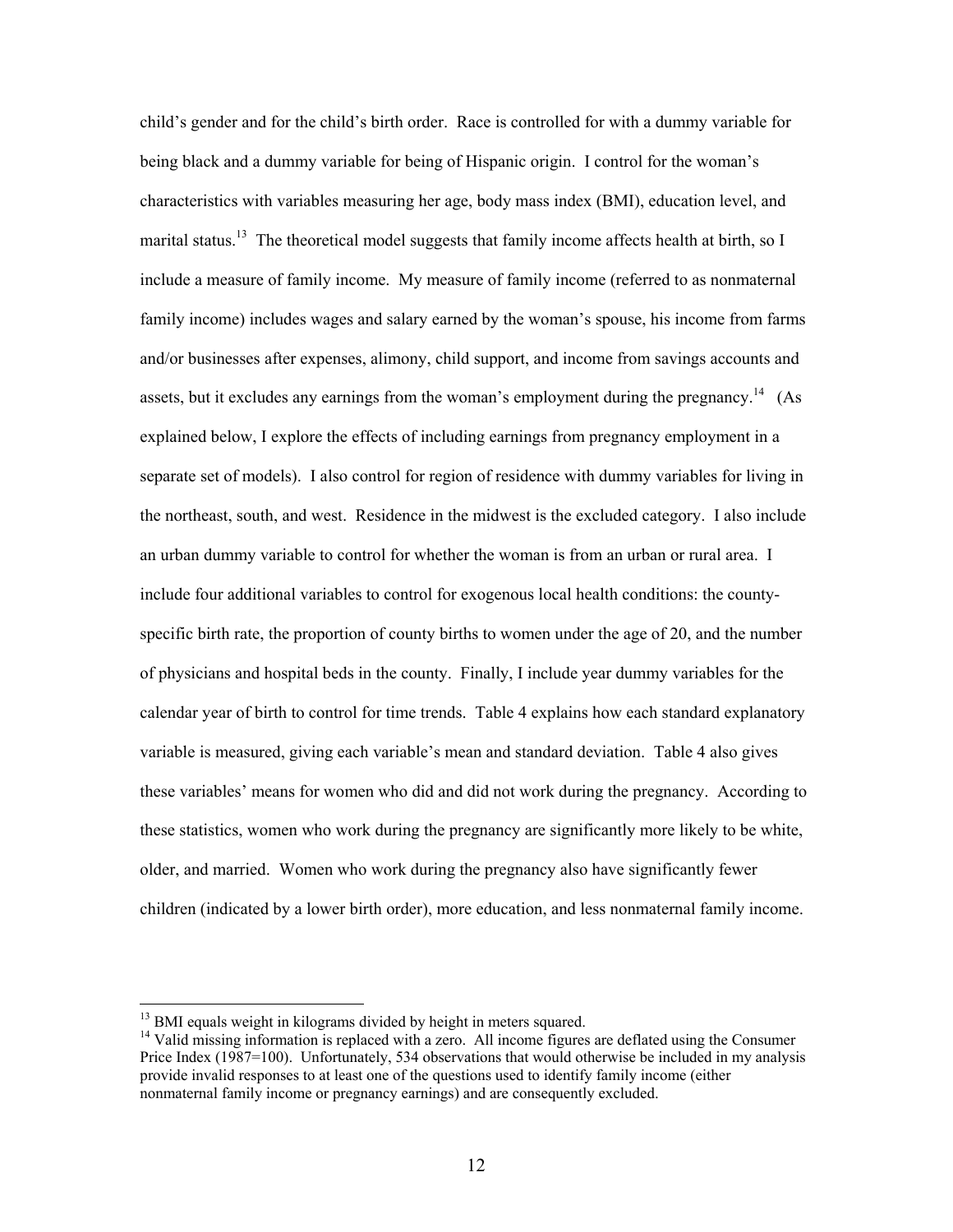child's gender and for the child's birth order. Race is controlled for with a dummy variable for being black and a dummy variable for being of Hispanic origin. I control for the woman's characteristics with variables measuring her age, body mass index (BMI), education level, and marital status.[13] The theoretical model suggests that family income affects health at birth, so I include a measure of family income. My measure of family income (referred to as nonmaternal family income) includes wages and salary earned by the woman's spouse, his income from farms and/or businesses after expenses, alimony, child support, and income from savings accounts and assets, but it excludes any earnings from the woman's employment during the pregnancy.[14] (As explained below, I explore the effects of including earnings from pregnancy employment in a separate set of models). I also control for region of residence with dummy variables for living in the northeast, south, and west. Residence in the midwest is the excluded category. I also include an urban dummy variable to control for whether the woman is from an urban or rural area. I include four additional variables to control for exogenous local health conditions: the county-specific birth rate, the proportion of county births to women under the age of 20, and the number of physicians and hospital beds in the county. Finally, I include year dummy variables for the calendar year of birth to control for time trends. Table 4 explains how each standard explanatory variable is measured, giving each variable's mean and standard deviation. Table 4 also gives these variables' means for women who did and did not work during the pregnancy. According to these statistics, women who work during the pregnancy are significantly more likely to be white, older, and married. Women who work during the pregnancy also have significantly fewer children (indicated by a lower birth order), more education, and less nonmaternal family income.

---

[13] BMI equals weight in kilograms divided by height in meters squared.

[14] Valid missing information is replaced with a zero. All income figures are deflated using the Consumer Price Index (1987=100). Unfortunately, 534 observations that would otherwise be included in my analysis provide invalid responses to at least one of the questions used to identify family income (either nonmaternal family income or pregnancy earnings) and are consequently excluded.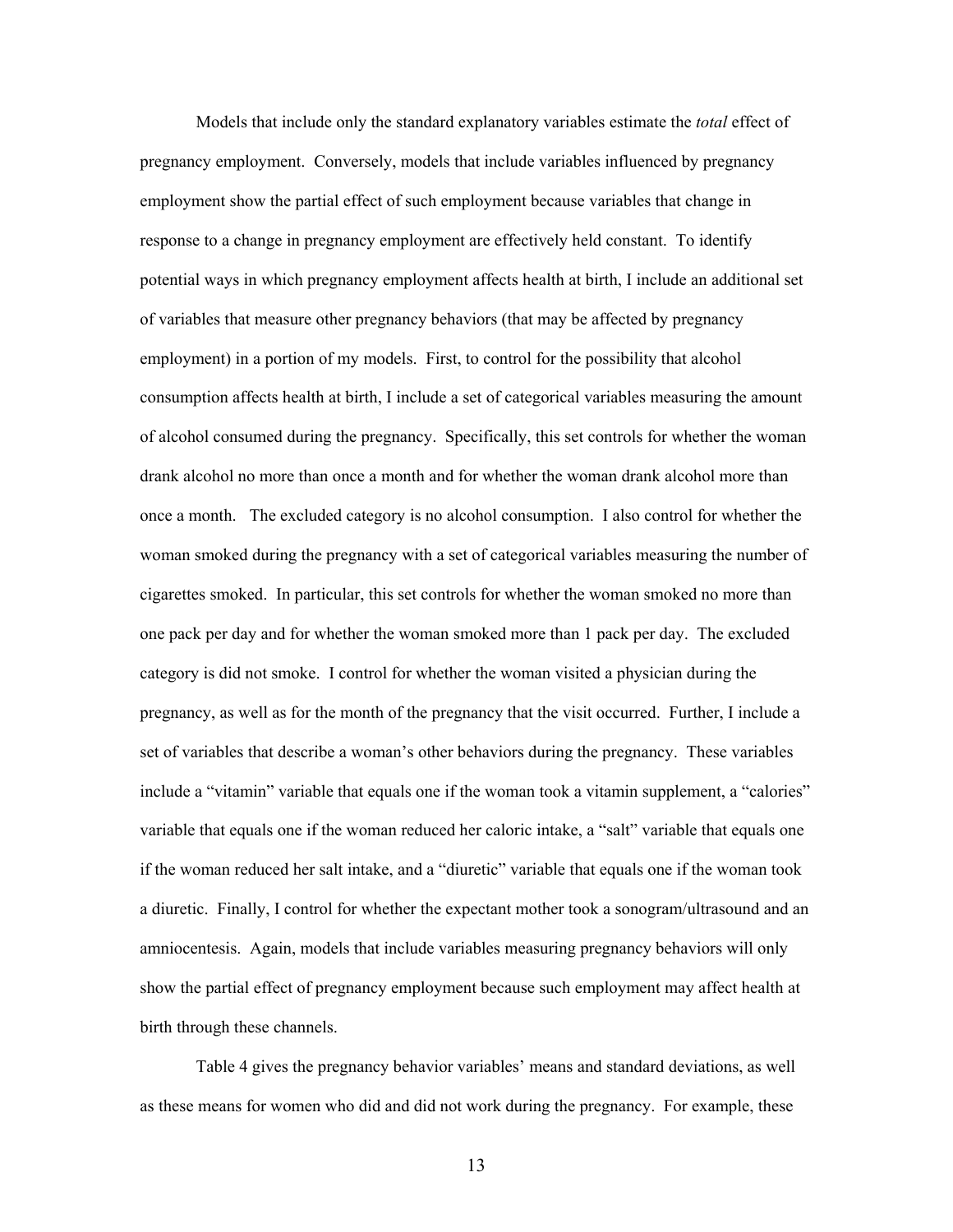Models that include only the standard explanatory variables estimate the *total* effect of pregnancy employment. Conversely, models that include variables influenced by pregnancy employment show the partial effect of such employment because variables that change in response to a change in pregnancy employment are effectively held constant. To identify potential ways in which pregnancy employment affects health at birth, I include an additional set of variables that measure other pregnancy behaviors (that may be affected by pregnancy employment) in a portion of my models. First, to control for the possibility that alcohol consumption affects health at birth, I include a set of categorical variables measuring the amount of alcohol consumed during the pregnancy. Specifically, this set controls for whether the woman drank alcohol no more than once a month and for whether the woman drank alcohol more than once a month. The excluded category is no alcohol consumption. I also control for whether the woman smoked during the pregnancy with a set of categorical variables measuring the number of cigarettes smoked. In particular, this set controls for whether the woman smoked no more than one pack per day and for whether the woman smoked more than 1 pack per day. The excluded category is did not smoke. I control for whether the woman visited a physician during the pregnancy, as well as for the month of the pregnancy that the visit occurred. Further, I include a set of variables that describe a woman's other behaviors during the pregnancy. These variables include a "vitamin" variable that equals one if the woman took a vitamin supplement, a "calories" variable that equals one if the woman reduced her caloric intake, a "salt" variable that equals one if the woman reduced her salt intake, and a "diuretic" variable that equals one if the woman took a diuretic. Finally, I control for whether the expectant mother took a sonogram/ultrasound and an amniocentesis. Again, models that include variables measuring pregnancy behaviors will only show the partial effect of pregnancy employment because such employment may affect health at birth through these channels.

Table 4 gives the pregnancy behavior variables' means and standard deviations, as well as these means for women who did and did not work during the pregnancy. For example, these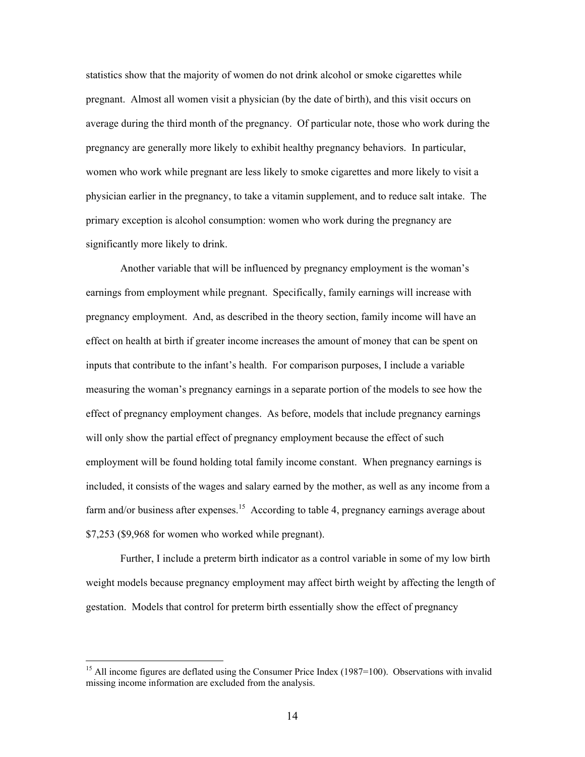statistics show that the majority of women do not drink alcohol or smoke cigarettes while pregnant. Almost all women visit a physician (by the date of birth), and this visit occurs on average during the third month of the pregnancy. Of particular note, those who work during the pregnancy are generally more likely to exhibit healthy pregnancy behaviors. In particular, women who work while pregnant are less likely to smoke cigarettes and more likely to visit a physician earlier in the pregnancy, to take a vitamin supplement, and to reduce salt intake. The primary exception is alcohol consumption: women who work during the pregnancy are significantly more likely to drink.

Another variable that will be influenced by pregnancy employment is the woman's earnings from employment while pregnant. Specifically, family earnings will increase with pregnancy employment. And, as described in the theory section, family income will have an effect on health at birth if greater income increases the amount of money that can be spent on inputs that contribute to the infant's health. For comparison purposes, I include a variable measuring the woman's pregnancy earnings in a separate portion of the models to see how the effect of pregnancy employment changes. As before, models that include pregnancy earnings will only show the partial effect of pregnancy employment because the effect of such employment will be found holding total family income constant. When pregnancy earnings is included, it consists of the wages and salary earned by the mother, as well as any income from a farm and/or business after expenses.[15] According to table 4, pregnancy earnings average about \$7,253 (\$9,968 for women who worked while pregnant).

Further, I include a preterm birth indicator as a control variable in some of my low birth weight models because pregnancy employment may affect birth weight by affecting the length of gestation. Models that control for preterm birth essentially show the effect of pregnancy

[15] All income figures are deflated using the Consumer Price Index (1987=100). Observations with invalid missing income information are excluded from the analysis.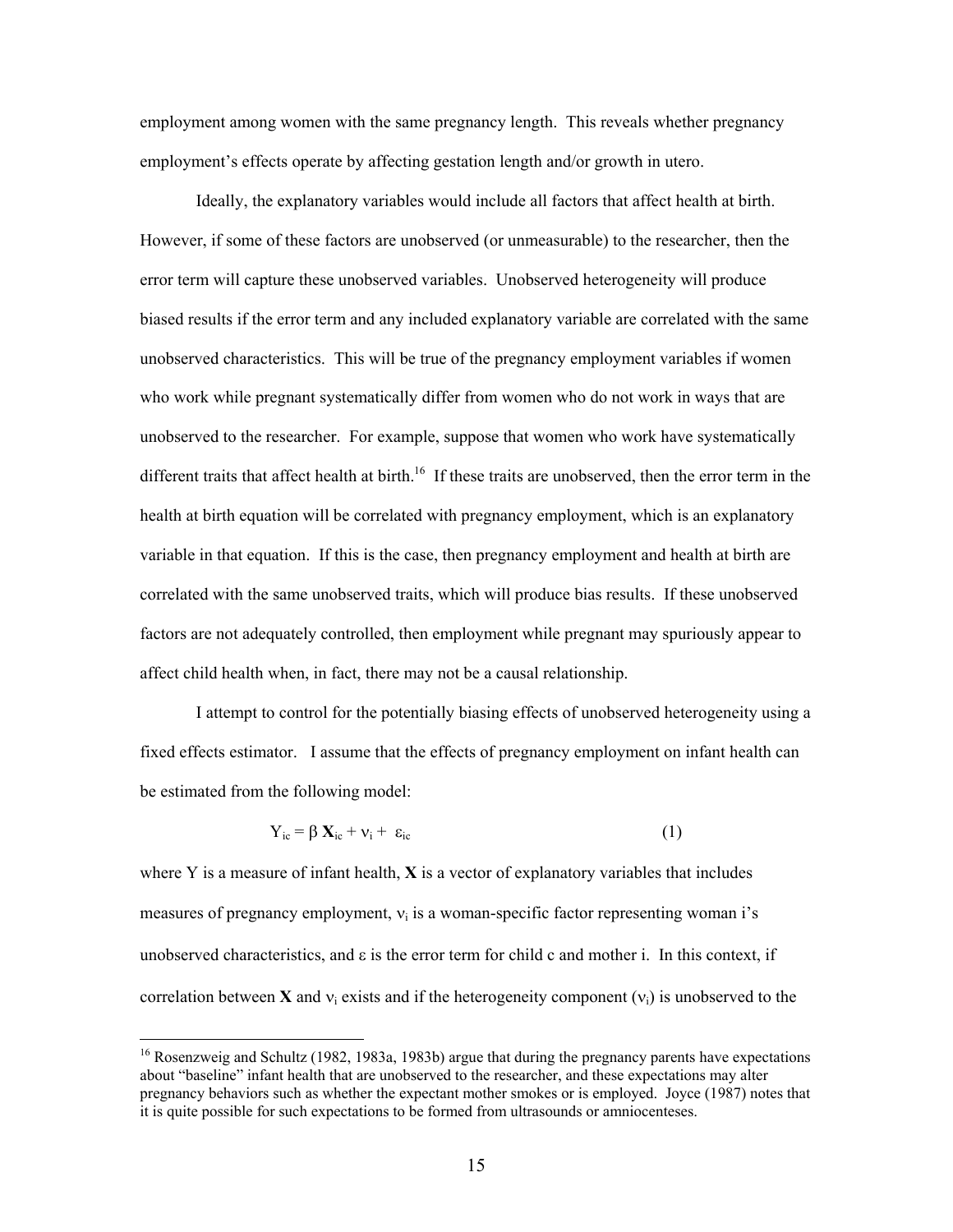employment among women with the same pregnancy length. This reveals whether pregnancy employment's effects operate by affecting gestation length and/or growth in utero.

Ideally, the explanatory variables would include all factors that affect health at birth. However, if some of these factors are unobserved (or unmeasurable) to the researcher, then the error term will capture these unobserved variables. Unobserved heterogeneity will produce biased results if the error term and any included explanatory variable are correlated with the same unobserved characteristics. This will be true of the pregnancy employment variables if women who work while pregnant systematically differ from women who do not work in ways that are unobserved to the researcher. For example, suppose that women who work have systematically different traits that affect health at birth.[16] If these traits are unobserved, then the error term in the health at birth equation will be correlated with pregnancy employment, which is an explanatory variable in that equation. If this is the case, then pregnancy employment and health at birth are correlated with the same unobserved traits, which will produce bias results. If these unobserved factors are not adequately controlled, then employment while pregnant may spuriously appear to affect child health when, in fact, there may not be a causal relationship.

I attempt to control for the potentially biasing effects of unobserved heterogeneity using a fixed effects estimator. I assume that the effects of pregnancy employment on infant health can be estimated from the following model:

$$Y_{ic} = \beta \mathbf{X}_{ic} + \nu_i + \varepsilon_{ic} \tag{1}$$

where Y is a measure of infant health, $\mathbf{X}$ is a vector of explanatory variables that includes measures of pregnancy employment, $\nu_i$ is a woman-specific factor representing woman i's unobserved characteristics, and $\varepsilon$ is the error term for child c and mother i. In this context, if correlation between $\mathbf{X}$ and $\nu_i$ exists and if the heterogeneity component ($\nu_i$) is unobserved to the

---

[16] Rosenzweig and Schultz (1982, 1983a, 1983b) argue that during the pregnancy parents have expectations about "baseline" infant health that are unobserved to the researcher, and these expectations may alter pregnancy behaviors such as whether the expectant mother smokes or is employed. Joyce (1987) notes that it is quite possible for such expectations to be formed from ultrasounds or amniocenteses.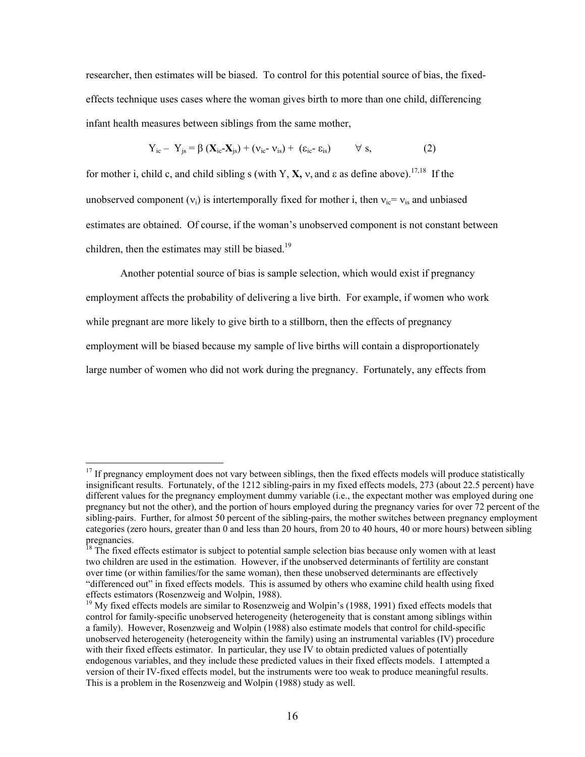researcher, then estimates will be biased. To control for this potential source of bias, the fixed-effects technique uses cases where the woman gives birth to more than one child, differencing infant health measures between siblings from the same mother,

$$Y_{ic} - Y_{js} = \beta\,(\mathbf{X}_{ic}-\mathbf{X}_{js}) + (\nu_{ic}-\nu_{is}) + (\varepsilon_{ic}-\varepsilon_{is}) \qquad \forall\ s, \qquad (2)$$

for mother i, child c, and child sibling s (with Y, **X,** ν, and ε as define above).[17,18] If the unobserved component ($\nu_i$) is intertemporally fixed for mother i, then $\nu_{ic}=\nu_{is}$ and unbiased estimates are obtained. Of course, if the woman's unobserved component is not constant between children, then the estimates may still be biased.[19]

Another potential source of bias is sample selection, which would exist if pregnancy employment affects the probability of delivering a live birth. For example, if women who work while pregnant are more likely to give birth to a stillborn, then the effects of pregnancy employment will be biased because my sample of live births will contain a disproportionately large number of women who did not work during the pregnancy. Fortunately, any effects from

[17] If pregnancy employment does not vary between siblings, then the fixed effects models will produce statistically insignificant results. Fortunately, of the 1212 sibling-pairs in my fixed effects models, 273 (about 22.5 percent) have different values for the pregnancy employment dummy variable (i.e., the expectant mother was employed during one pregnancy but not the other), and the portion of hours employed during the pregnancy varies for over 72 percent of the sibling-pairs. Further, for almost 50 percent of the sibling-pairs, the mother switches between pregnancy employment categories (zero hours, greater than 0 and less than 20 hours, from 20 to 40 hours, 40 or more hours) between sibling pregnancies.

[18] The fixed effects estimator is subject to potential sample selection bias because only women with at least two children are used in the estimation. However, if the unobserved determinants of fertility are constant over time (or within families/for the same woman), then these unobserved determinants are effectively "differenced out" in fixed effects models. This is assumed by others who examine child health using fixed effects estimators (Rosenzweig and Wolpin, 1988).

[19] My fixed effects models are similar to Rosenzweig and Wolpin's (1988, 1991) fixed effects models that control for family-specific unobserved heterogeneity (heterogeneity that is constant among siblings within a family). However, Rosenzweig and Wolpin (1988) also estimate models that control for child-specific unobserved heterogeneity (heterogeneity within the family) using an instrumental variables (IV) procedure with their fixed effects estimator. In particular, they use IV to obtain predicted values of potentially endogenous variables, and they include these predicted values in their fixed effects models. I attempted a version of their IV-fixed effects model, but the instruments were too weak to produce meaningful results. This is a problem in the Rosenzweig and Wolpin (1988) study as well.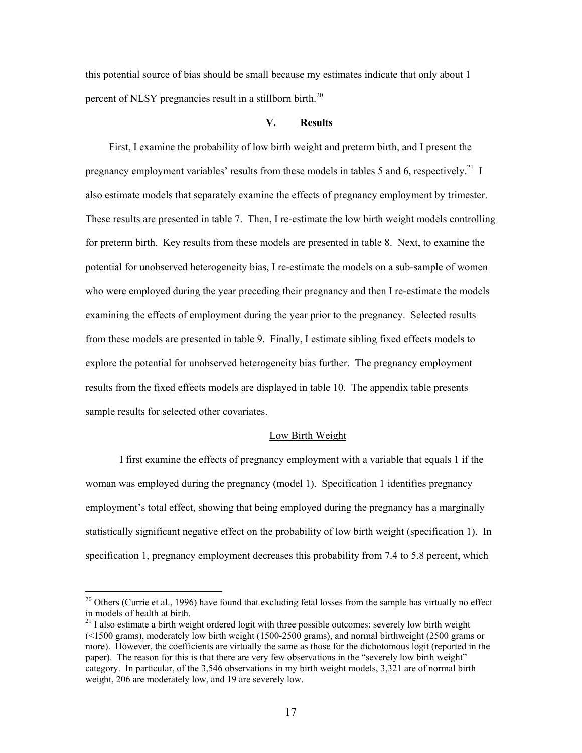this potential source of bias should be small because my estimates indicate that only about 1 percent of NLSY pregnancies result in a stillborn birth.[20]

## V. Results

First, I examine the probability of low birth weight and preterm birth, and I present the pregnancy employment variables' results from these models in tables 5 and 6, respectively.[21] I also estimate models that separately examine the effects of pregnancy employment by trimester. These results are presented in table 7. Then, I re-estimate the low birth weight models controlling for preterm birth. Key results from these models are presented in table 8. Next, to examine the potential for unobserved heterogeneity bias, I re-estimate the models on a sub-sample of women who were employed during the year preceding their pregnancy and then I re-estimate the models examining the effects of employment during the year prior to the pregnancy. Selected results from these models are presented in table 9. Finally, I estimate sibling fixed effects models to explore the potential for unobserved heterogeneity bias further. The pregnancy employment results from the fixed effects models are displayed in table 10. The appendix table presents sample results for selected other covariates.

### Low Birth Weight

I first examine the effects of pregnancy employment with a variable that equals 1 if the woman was employed during the pregnancy (model 1). Specification 1 identifies pregnancy employment's total effect, showing that being employed during the pregnancy has a marginally statistically significant negative effect on the probability of low birth weight (specification 1). In specification 1, pregnancy employment decreases this probability from 7.4 to 5.8 percent, which

---

[20] Others (Currie et al., 1996) have found that excluding fetal losses from the sample has virtually no effect in models of health at birth.

[21] I also estimate a birth weight ordered logit with three possible outcomes: severely low birth weight (<1500 grams), moderately low birth weight (1500-2500 grams), and normal birthweight (2500 grams or more). However, the coefficients are virtually the same as those for the dichotomous logit (reported in the paper). The reason for this is that there are very few observations in the "severely low birth weight" category. In particular, of the 3,546 observations in my birth weight models, 3,321 are of normal birth weight, 206 are moderately low, and 19 are severely low.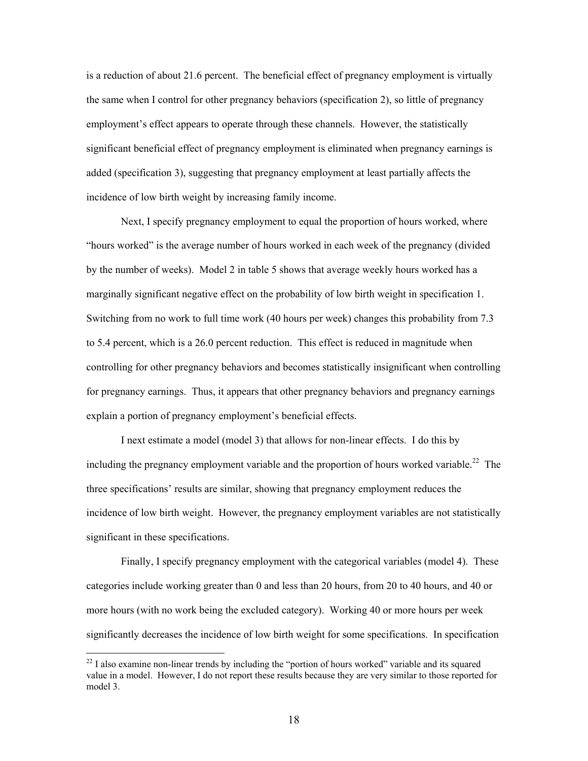is a reduction of about 21.6 percent. The beneficial effect of pregnancy employment is virtually the same when I control for other pregnancy behaviors (specification 2), so little of pregnancy employment's effect appears to operate through these channels. However, the statistically significant beneficial effect of pregnancy employment is eliminated when pregnancy earnings is added (specification 3), suggesting that pregnancy employment at least partially affects the incidence of low birth weight by increasing family income.

Next, I specify pregnancy employment to equal the proportion of hours worked, where "hours worked" is the average number of hours worked in each week of the pregnancy (divided by the number of weeks). Model 2 in table 5 shows that average weekly hours worked has a marginally significant negative effect on the probability of low birth weight in specification 1. Switching from no work to full time work (40 hours per week) changes this probability from 7.3 to 5.4 percent, which is a 26.0 percent reduction. This effect is reduced in magnitude when controlling for other pregnancy behaviors and becomes statistically insignificant when controlling for pregnancy earnings. Thus, it appears that other pregnancy behaviors and pregnancy earnings explain a portion of pregnancy employment's beneficial effects.

I next estimate a model (model 3) that allows for non-linear effects. I do this by including the pregnancy employment variable and the proportion of hours worked variable.[22] The three specifications' results are similar, showing that pregnancy employment reduces the incidence of low birth weight. However, the pregnancy employment variables are not statistically significant in these specifications.

Finally, I specify pregnancy employment with the categorical variables (model 4). These categories include working greater than 0 and less than 20 hours, from 20 to 40 hours, and 40 or more hours (with no work being the excluded category). Working 40 or more hours per week significantly decreases the incidence of low birth weight for some specifications. In specification

[22] I also examine non-linear trends by including the "portion of hours worked" variable and its squared value in a model. However, I do not report these results because they are very similar to those reported for model 3.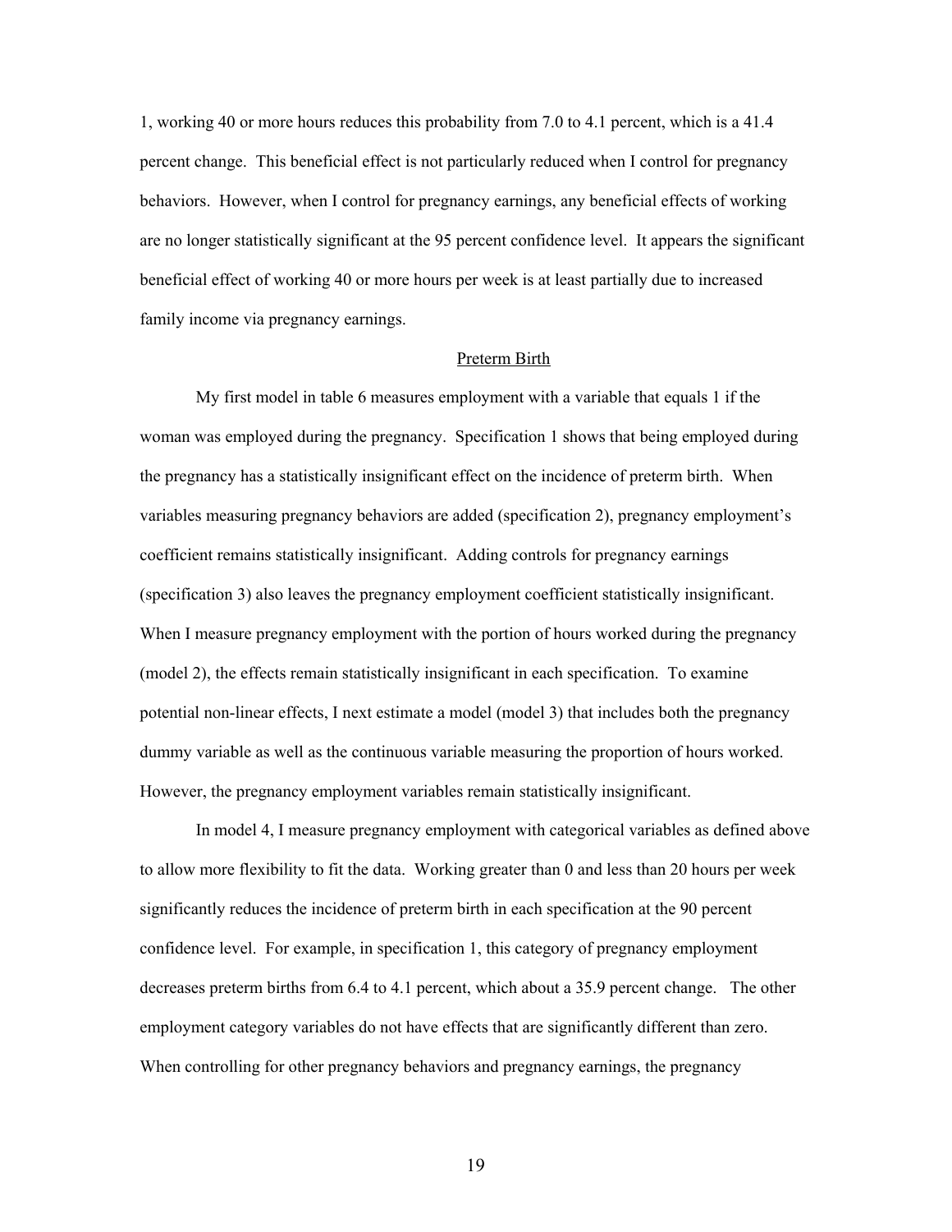1, working 40 or more hours reduces this probability from 7.0 to 4.1 percent, which is a 41.4 percent change. This beneficial effect is not particularly reduced when I control for pregnancy behaviors. However, when I control for pregnancy earnings, any beneficial effects of working are no longer statistically significant at the 95 percent confidence level. It appears the significant beneficial effect of working 40 or more hours per week is at least partially due to increased family income via pregnancy earnings.

## Preterm Birth

My first model in table 6 measures employment with a variable that equals 1 if the woman was employed during the pregnancy. Specification 1 shows that being employed during the pregnancy has a statistically insignificant effect on the incidence of preterm birth. When variables measuring pregnancy behaviors are added (specification 2), pregnancy employment's coefficient remains statistically insignificant. Adding controls for pregnancy earnings (specification 3) also leaves the pregnancy employment coefficient statistically insignificant. When I measure pregnancy employment with the portion of hours worked during the pregnancy (model 2), the effects remain statistically insignificant in each specification. To examine potential non-linear effects, I next estimate a model (model 3) that includes both the pregnancy dummy variable as well as the continuous variable measuring the proportion of hours worked. However, the pregnancy employment variables remain statistically insignificant.

In model 4, I measure pregnancy employment with categorical variables as defined above to allow more flexibility to fit the data. Working greater than 0 and less than 20 hours per week significantly reduces the incidence of preterm birth in each specification at the 90 percent confidence level. For example, in specification 1, this category of pregnancy employment decreases preterm births from 6.4 to 4.1 percent, which about a 35.9 percent change. The other employment category variables do not have effects that are significantly different than zero. When controlling for other pregnancy behaviors and pregnancy earnings, the pregnancy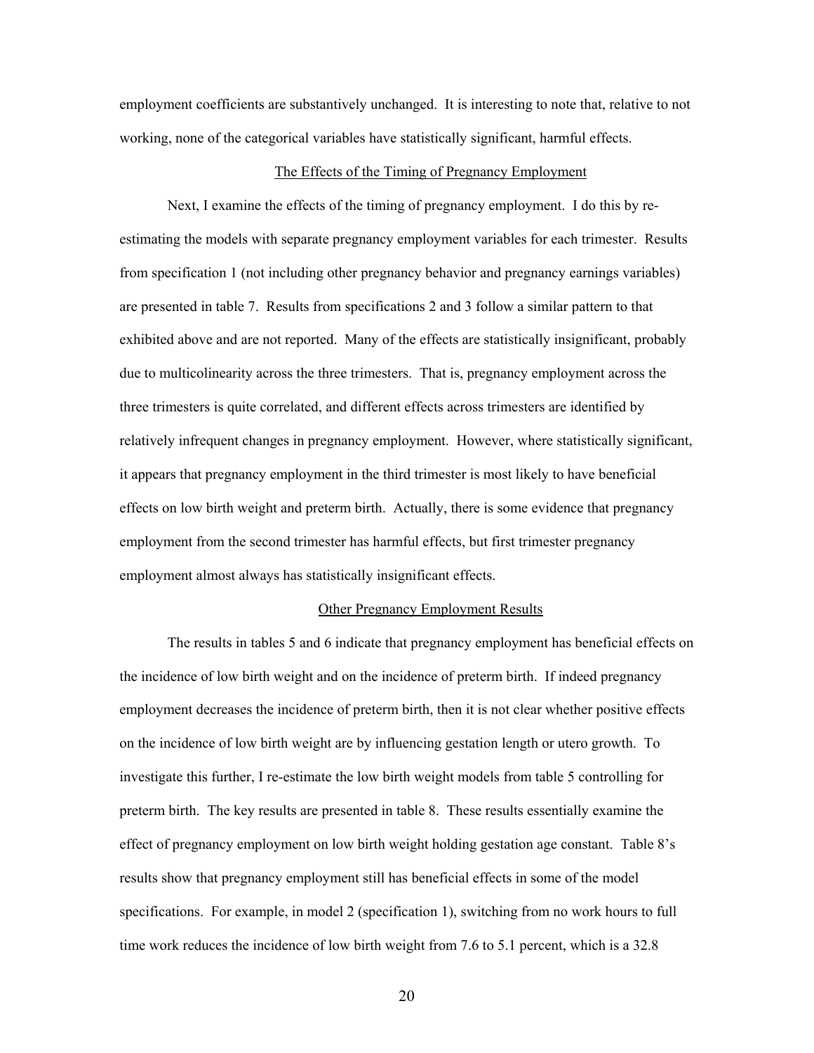employment coefficients are substantively unchanged. It is interesting to note that, relative to not working, none of the categorical variables have statistically significant, harmful effects.

## The Effects of the Timing of Pregnancy Employment

Next, I examine the effects of the timing of pregnancy employment. I do this by re-estimating the models with separate pregnancy employment variables for each trimester. Results from specification 1 (not including other pregnancy behavior and pregnancy earnings variables) are presented in table 7. Results from specifications 2 and 3 follow a similar pattern to that exhibited above and are not reported. Many of the effects are statistically insignificant, probably due to multicolinearity across the three trimesters. That is, pregnancy employment across the three trimesters is quite correlated, and different effects across trimesters are identified by relatively infrequent changes in pregnancy employment. However, where statistically significant, it appears that pregnancy employment in the third trimester is most likely to have beneficial effects on low birth weight and preterm birth. Actually, there is some evidence that pregnancy employment from the second trimester has harmful effects, but first trimester pregnancy employment almost always has statistically insignificant effects.

## Other Pregnancy Employment Results

The results in tables 5 and 6 indicate that pregnancy employment has beneficial effects on the incidence of low birth weight and on the incidence of preterm birth. If indeed pregnancy employment decreases the incidence of preterm birth, then it is not clear whether positive effects on the incidence of low birth weight are by influencing gestation length or utero growth. To investigate this further, I re-estimate the low birth weight models from table 5 controlling for preterm birth. The key results are presented in table 8. These results essentially examine the effect of pregnancy employment on low birth weight holding gestation age constant. Table 8's results show that pregnancy employment still has beneficial effects in some of the model specifications. For example, in model 2 (specification 1), switching from no work hours to full time work reduces the incidence of low birth weight from 7.6 to 5.1 percent, which is a 32.8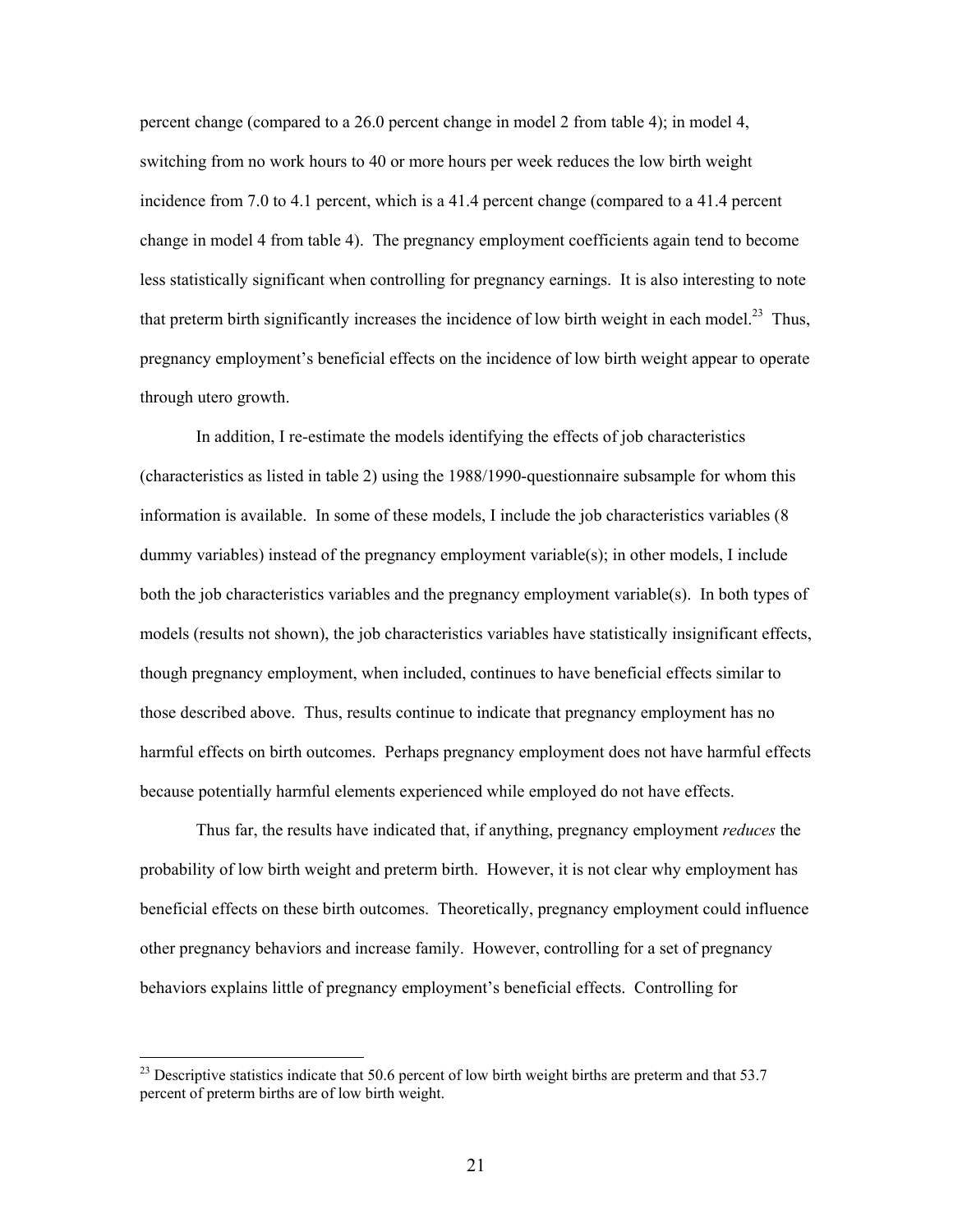percent change (compared to a 26.0 percent change in model 2 from table 4); in model 4, switching from no work hours to 40 or more hours per week reduces the low birth weight incidence from 7.0 to 4.1 percent, which is a 41.4 percent change (compared to a 41.4 percent change in model 4 from table 4). The pregnancy employment coefficients again tend to become less statistically significant when controlling for pregnancy earnings. It is also interesting to note that preterm birth significantly increases the incidence of low birth weight in each model.[23] Thus, pregnancy employment's beneficial effects on the incidence of low birth weight appear to operate through utero growth.

In addition, I re-estimate the models identifying the effects of job characteristics (characteristics as listed in table 2) using the 1988/1990-questionnaire subsample for whom this information is available. In some of these models, I include the job characteristics variables (8 dummy variables) instead of the pregnancy employment variable(s); in other models, I include both the job characteristics variables and the pregnancy employment variable(s). In both types of models (results not shown), the job characteristics variables have statistically insignificant effects, though pregnancy employment, when included, continues to have beneficial effects similar to those described above. Thus, results continue to indicate that pregnancy employment has no harmful effects on birth outcomes. Perhaps pregnancy employment does not have harmful effects because potentially harmful elements experienced while employed do not have effects.

Thus far, the results have indicated that, if anything, pregnancy employment *reduces* the probability of low birth weight and preterm birth. However, it is not clear why employment has beneficial effects on these birth outcomes. Theoretically, pregnancy employment could influence other pregnancy behaviors and increase family. However, controlling for a set of pregnancy behaviors explains little of pregnancy employment's beneficial effects. Controlling for

[23] Descriptive statistics indicate that 50.6 percent of low birth weight births are preterm and that 53.7 percent of preterm births are of low birth weight.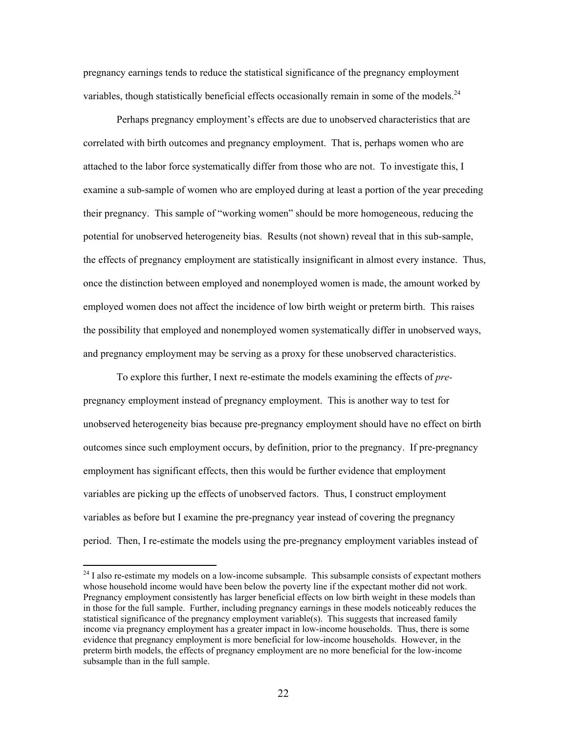pregnancy earnings tends to reduce the statistical significance of the pregnancy employment variables, though statistically beneficial effects occasionally remain in some of the models.[24]

Perhaps pregnancy employment's effects are due to unobserved characteristics that are correlated with birth outcomes and pregnancy employment. That is, perhaps women who are attached to the labor force systematically differ from those who are not. To investigate this, I examine a sub-sample of women who are employed during at least a portion of the year preceding their pregnancy. This sample of "working women" should be more homogeneous, reducing the potential for unobserved heterogeneity bias. Results (not shown) reveal that in this sub-sample, the effects of pregnancy employment are statistically insignificant in almost every instance. Thus, once the distinction between employed and nonemployed women is made, the amount worked by employed women does not affect the incidence of low birth weight or preterm birth. This raises the possibility that employed and nonemployed women systematically differ in unobserved ways, and pregnancy employment may be serving as a proxy for these unobserved characteristics.

To explore this further, I next re-estimate the models examining the effects of *pre*-pregnancy employment instead of pregnancy employment. This is another way to test for unobserved heterogeneity bias because pre-pregnancy employment should have no effect on birth outcomes since such employment occurs, by definition, prior to the pregnancy. If pre-pregnancy employment has significant effects, then this would be further evidence that employment variables are picking up the effects of unobserved factors. Thus, I construct employment variables as before but I examine the pre-pregnancy year instead of covering the pregnancy period. Then, I re-estimate the models using the pre-pregnancy employment variables instead of

[24] I also re-estimate my models on a low-income subsample. This subsample consists of expectant mothers whose household income would have been below the poverty line if the expectant mother did not work. Pregnancy employment consistently has larger beneficial effects on low birth weight in these models than in those for the full sample. Further, including pregnancy earnings in these models noticeably reduces the statistical significance of the pregnancy employment variable(s). This suggests that increased family income via pregnancy employment has a greater impact in low-income households. Thus, there is some evidence that pregnancy employment is more beneficial for low-income households. However, in the preterm birth models, the effects of pregnancy employment are no more beneficial for the low-income subsample than in the full sample.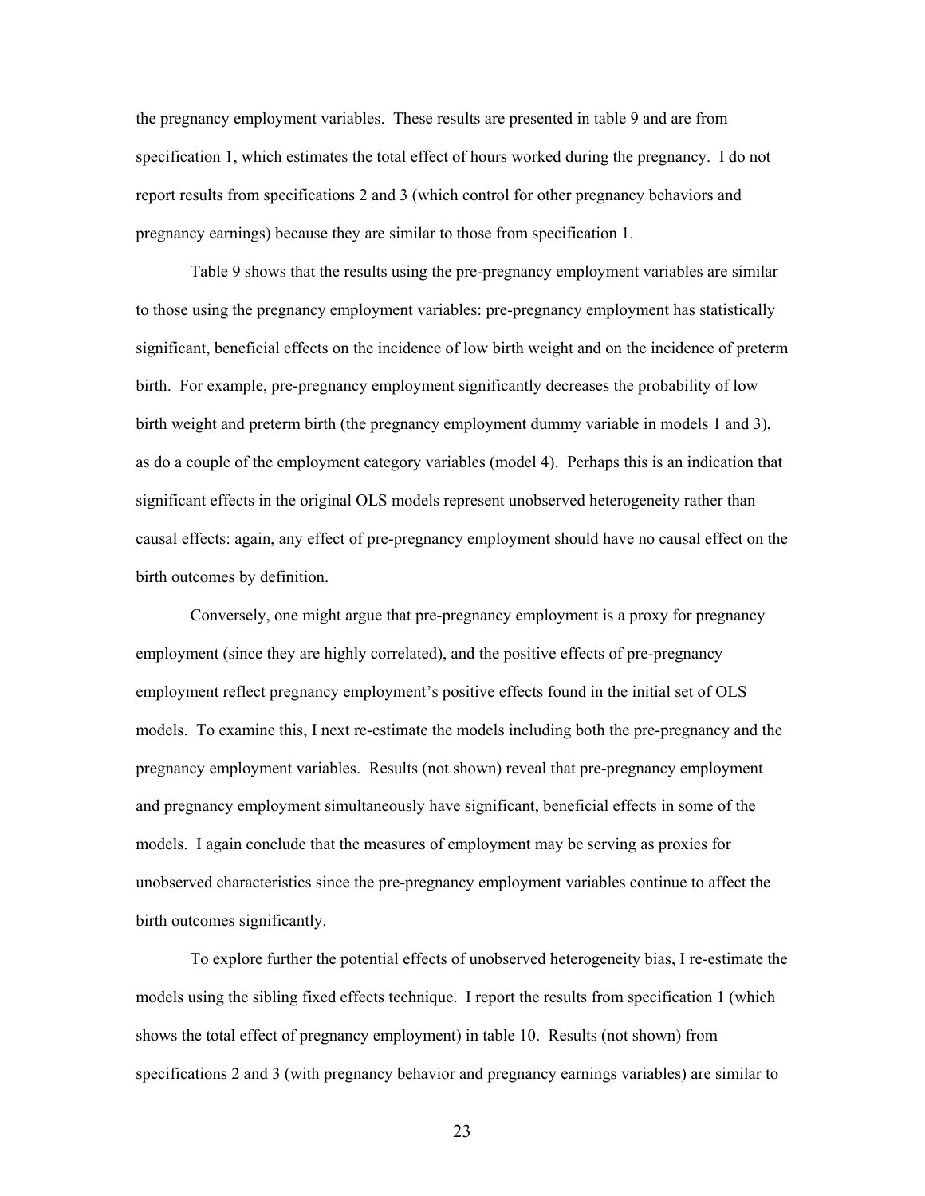the pregnancy employment variables. These results are presented in table 9 and are from specification 1, which estimates the total effect of hours worked during the pregnancy. I do not report results from specifications 2 and 3 (which control for other pregnancy behaviors and pregnancy earnings) because they are similar to those from specification 1.

Table 9 shows that the results using the pre-pregnancy employment variables are similar to those using the pregnancy employment variables: pre-pregnancy employment has statistically significant, beneficial effects on the incidence of low birth weight and on the incidence of preterm birth. For example, pre-pregnancy employment significantly decreases the probability of low birth weight and preterm birth (the pregnancy employment dummy variable in models 1 and 3), as do a couple of the employment category variables (model 4). Perhaps this is an indication that significant effects in the original OLS models represent unobserved heterogeneity rather than causal effects: again, any effect of pre-pregnancy employment should have no causal effect on the birth outcomes by definition.

Conversely, one might argue that pre-pregnancy employment is a proxy for pregnancy employment (since they are highly correlated), and the positive effects of pre-pregnancy employment reflect pregnancy employment's positive effects found in the initial set of OLS models. To examine this, I next re-estimate the models including both the pre-pregnancy and the pregnancy employment variables. Results (not shown) reveal that pre-pregnancy employment and pregnancy employment simultaneously have significant, beneficial effects in some of the models. I again conclude that the measures of employment may be serving as proxies for unobserved characteristics since the pre-pregnancy employment variables continue to affect the birth outcomes significantly.

To explore further the potential effects of unobserved heterogeneity bias, I re-estimate the models using the sibling fixed effects technique. I report the results from specification 1 (which shows the total effect of pregnancy employment) in table 10. Results (not shown) from specifications 2 and 3 (with pregnancy behavior and pregnancy earnings variables) are similar to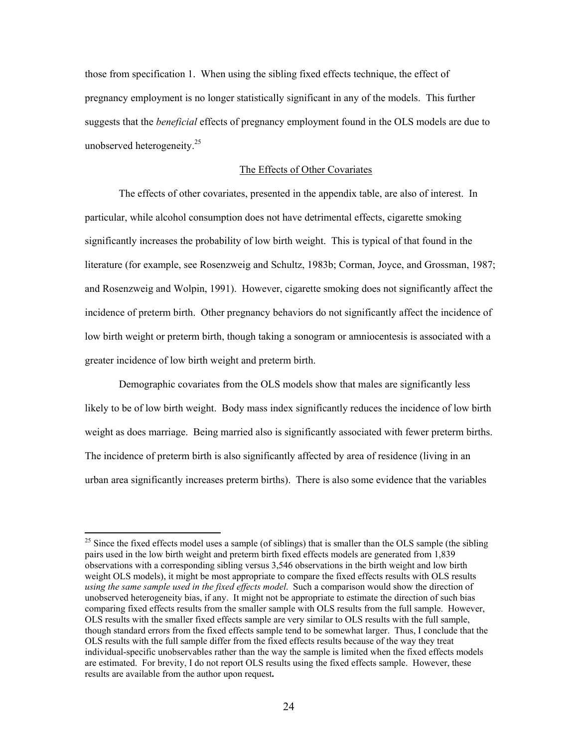those from specification 1. When using the sibling fixed effects technique, the effect of pregnancy employment is no longer statistically significant in any of the models. This further suggests that the *beneficial* effects of pregnancy employment found in the OLS models are due to unobserved heterogeneity.[25]

## The Effects of Other Covariates

The effects of other covariates, presented in the appendix table, are also of interest. In particular, while alcohol consumption does not have detrimental effects, cigarette smoking significantly increases the probability of low birth weight. This is typical of that found in the literature (for example, see Rosenzweig and Schultz, 1983b; Corman, Joyce, and Grossman, 1987; and Rosenzweig and Wolpin, 1991). However, cigarette smoking does not significantly affect the incidence of preterm birth. Other pregnancy behaviors do not significantly affect the incidence of low birth weight or preterm birth, though taking a sonogram or amniocentesis is associated with a greater incidence of low birth weight and preterm birth.

Demographic covariates from the OLS models show that males are significantly less likely to be of low birth weight. Body mass index significantly reduces the incidence of low birth weight as does marriage. Being married also is significantly associated with fewer preterm births. The incidence of preterm birth is also significantly affected by area of residence (living in an urban area significantly increases preterm births). There is also some evidence that the variables

---

[25] Since the fixed effects model uses a sample (of siblings) that is smaller than the OLS sample (the sibling pairs used in the low birth weight and preterm birth fixed effects models are generated from 1,839 observations with a corresponding sibling versus 3,546 observations in the birth weight and low birth weight OLS models), it might be most appropriate to compare the fixed effects results with OLS results *using the same sample used in the fixed effects model*. Such a comparison would show the direction of unobserved heterogeneity bias, if any. It might not be appropriate to estimate the direction of such bias comparing fixed effects results from the smaller sample with OLS results from the full sample. However, OLS results with the smaller fixed effects sample are very similar to OLS results with the full sample, though standard errors from the fixed effects sample tend to be somewhat larger. Thus, I conclude that the OLS results with the full sample differ from the fixed effects results because of the way they treat individual-specific unobservables rather than the way the sample is limited when the fixed effects models are estimated. For brevity, I do not report OLS results using the fixed effects sample. However, these results are available from the author upon request**.**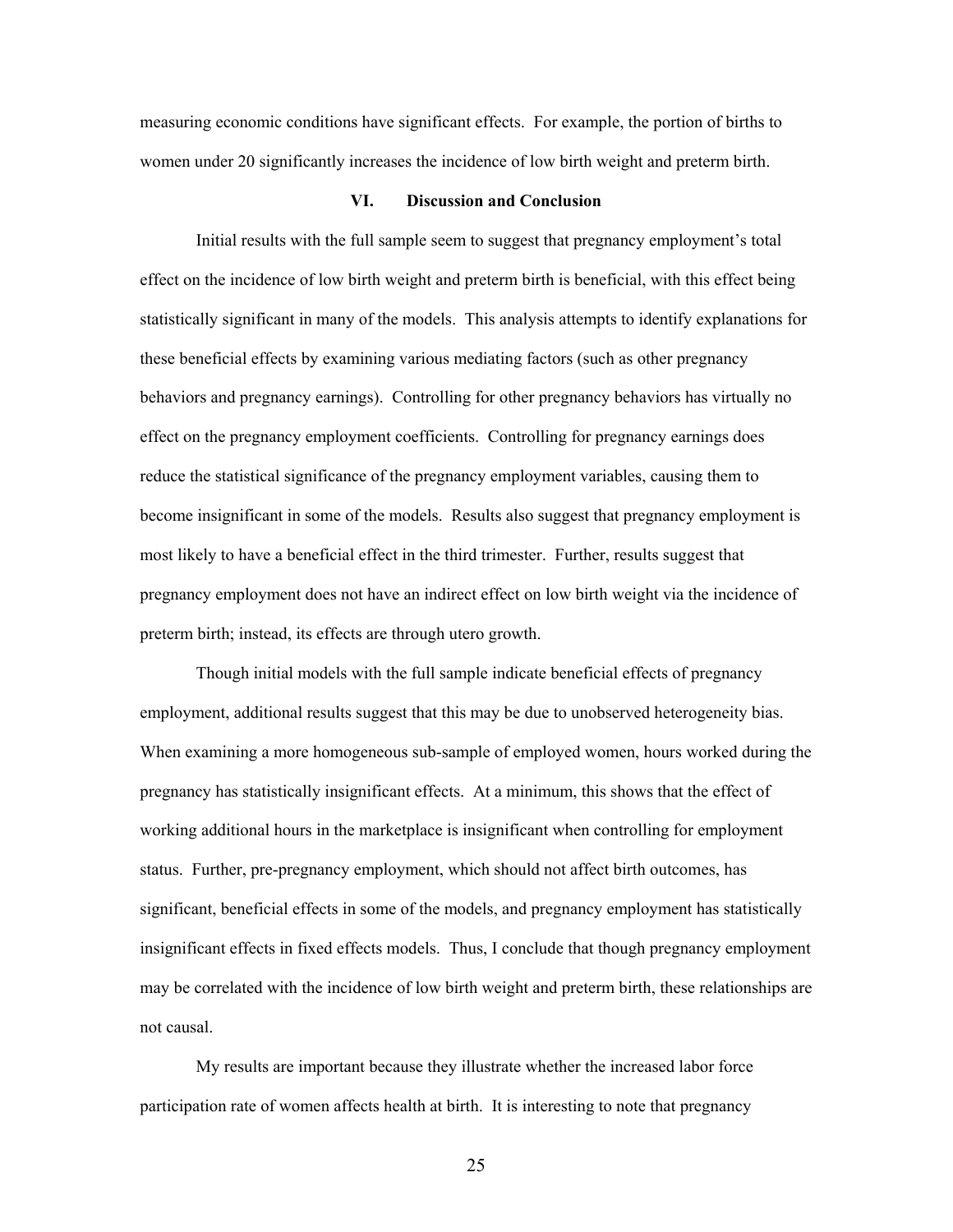measuring economic conditions have significant effects. For example, the portion of births to women under 20 significantly increases the incidence of low birth weight and preterm birth.

## VI. Discussion and Conclusion

Initial results with the full sample seem to suggest that pregnancy employment's total effect on the incidence of low birth weight and preterm birth is beneficial, with this effect being statistically significant in many of the models. This analysis attempts to identify explanations for these beneficial effects by examining various mediating factors (such as other pregnancy behaviors and pregnancy earnings). Controlling for other pregnancy behaviors has virtually no effect on the pregnancy employment coefficients. Controlling for pregnancy earnings does reduce the statistical significance of the pregnancy employment variables, causing them to become insignificant in some of the models. Results also suggest that pregnancy employment is most likely to have a beneficial effect in the third trimester. Further, results suggest that pregnancy employment does not have an indirect effect on low birth weight via the incidence of preterm birth; instead, its effects are through utero growth.

Though initial models with the full sample indicate beneficial effects of pregnancy employment, additional results suggest that this may be due to unobserved heterogeneity bias. When examining a more homogeneous sub-sample of employed women, hours worked during the pregnancy has statistically insignificant effects. At a minimum, this shows that the effect of working additional hours in the marketplace is insignificant when controlling for employment status. Further, pre-pregnancy employment, which should not affect birth outcomes, has significant, beneficial effects in some of the models, and pregnancy employment has statistically insignificant effects in fixed effects models. Thus, I conclude that though pregnancy employment may be correlated with the incidence of low birth weight and preterm birth, these relationships are not causal.

My results are important because they illustrate whether the increased labor force participation rate of women affects health at birth. It is interesting to note that pregnancy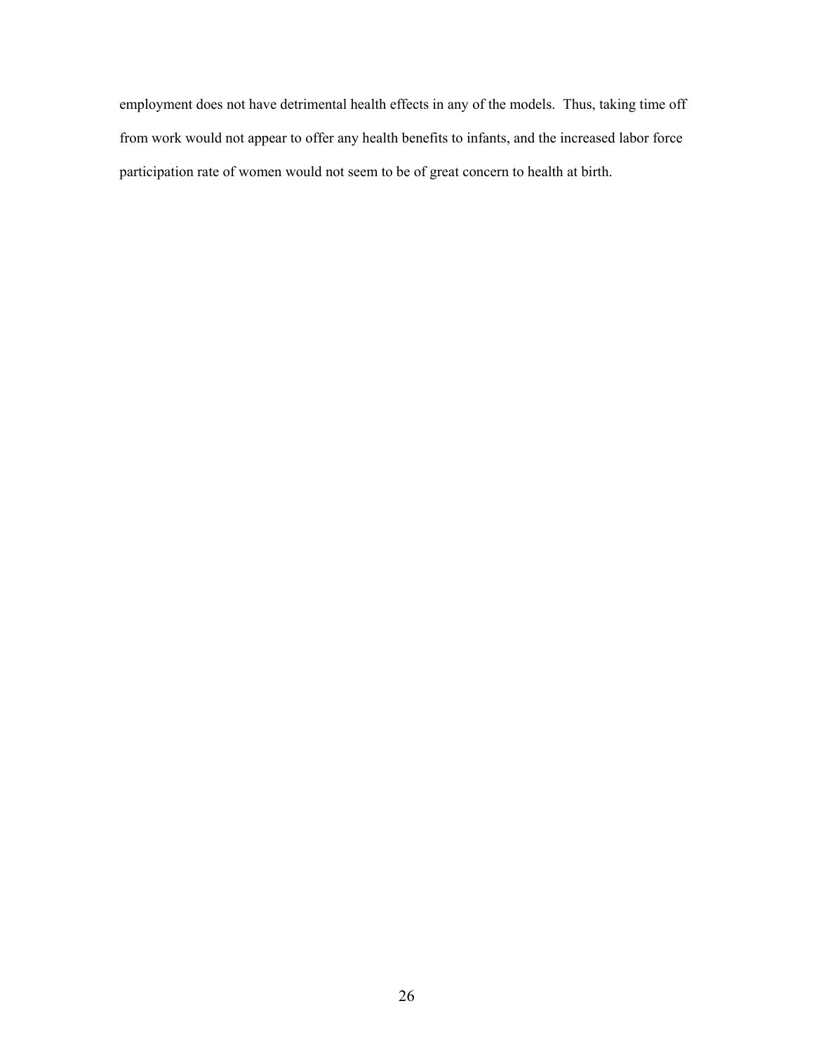employment does not have detrimental health effects in any of the models. Thus, taking time off from work would not appear to offer any health benefits to infants, and the increased labor force participation rate of women would not seem to be of great concern to health at birth.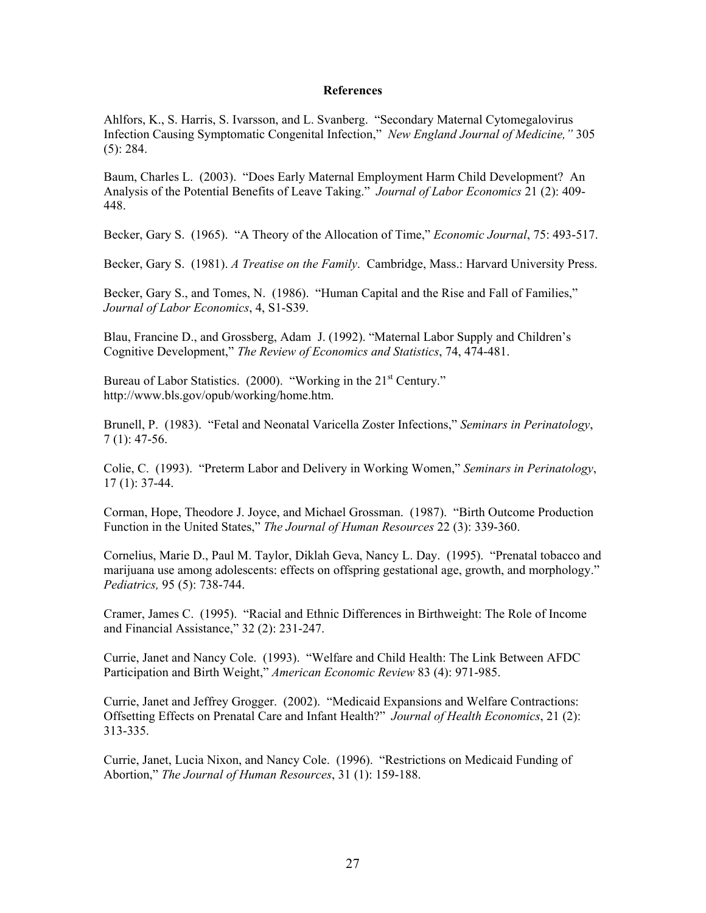# References

Ahlfors, K., S. Harris, S. Ivarsson, and L. Svanberg. "Secondary Maternal Cytomegalovirus Infection Causing Symptomatic Congenital Infection," *New England Journal of Medicine,"* 305 (5): 284.

Baum, Charles L. (2003). "Does Early Maternal Employment Harm Child Development? An Analysis of the Potential Benefits of Leave Taking." *Journal of Labor Economics* 21 (2): 409-448.

Becker, Gary S. (1965). "A Theory of the Allocation of Time," *Economic Journal*, 75: 493-517.

Becker, Gary S. (1981). *A Treatise on the Family*. Cambridge, Mass.: Harvard University Press.

Becker, Gary S., and Tomes, N. (1986). "Human Capital and the Rise and Fall of Families," *Journal of Labor Economics*, 4, S1-S39.

Blau, Francine D., and Grossberg, Adam J. (1992). "Maternal Labor Supply and Children's Cognitive Development," *The Review of Economics and Statistics*, 74, 474-481.

Bureau of Labor Statistics. (2000). "Working in the 21st Century." http://www.bls.gov/opub/working/home.htm.

Brunell, P. (1983). "Fetal and Neonatal Varicella Zoster Infections," *Seminars in Perinatology*, 7 (1): 47-56.

Colie, C. (1993). "Preterm Labor and Delivery in Working Women," *Seminars in Perinatology*, 17 (1): 37-44.

Corman, Hope, Theodore J. Joyce, and Michael Grossman. (1987). "Birth Outcome Production Function in the United States," *The Journal of Human Resources* 22 (3): 339-360.

Cornelius, Marie D., Paul M. Taylor, Diklah Geva, Nancy L. Day. (1995). "Prenatal tobacco and marijuana use among adolescents: effects on offspring gestational age, growth, and morphology." *Pediatrics,* 95 (5): 738-744.

Cramer, James C. (1995). "Racial and Ethnic Differences in Birthweight: The Role of Income and Financial Assistance," 32 (2): 231-247.

Currie, Janet and Nancy Cole. (1993). "Welfare and Child Health: The Link Between AFDC Participation and Birth Weight," *American Economic Review* 83 (4): 971-985.

Currie, Janet and Jeffrey Grogger. (2002). "Medicaid Expansions and Welfare Contractions: Offsetting Effects on Prenatal Care and Infant Health?" *Journal of Health Economics*, 21 (2): 313-335.

Currie, Janet, Lucia Nixon, and Nancy Cole. (1996). "Restrictions on Medicaid Funding of Abortion," *The Journal of Human Resources*, 31 (1): 159-188.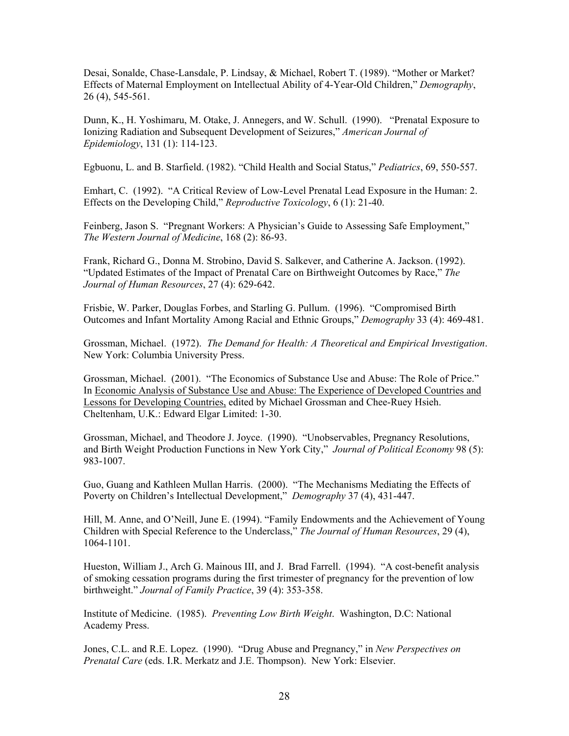Desai, Sonalde, Chase-Lansdale, P. Lindsay, & Michael, Robert T. (1989). "Mother or Market? Effects of Maternal Employment on Intellectual Ability of 4-Year-Old Children," *Demography*, 26 (4), 545-561.

Dunn, K., H. Yoshimaru, M. Otake, J. Annegers, and W. Schull. (1990). "Prenatal Exposure to Ionizing Radiation and Subsequent Development of Seizures," *American Journal of Epidemiology*, 131 (1): 114-123.

Egbuonu, L. and B. Starfield. (1982). "Child Health and Social Status," *Pediatrics*, 69, 550-557.

Emhart, C. (1992). "A Critical Review of Low-Level Prenatal Lead Exposure in the Human: 2. Effects on the Developing Child," *Reproductive Toxicology*, 6 (1): 21-40.

Feinberg, Jason S. "Pregnant Workers: A Physician's Guide to Assessing Safe Employment," *The Western Journal of Medicine*, 168 (2): 86-93.

Frank, Richard G., Donna M. Strobino, David S. Salkever, and Catherine A. Jackson. (1992). "Updated Estimates of the Impact of Prenatal Care on Birthweight Outcomes by Race," *The Journal of Human Resources*, 27 (4): 629-642.

Frisbie, W. Parker, Douglas Forbes, and Starling G. Pullum. (1996). "Compromised Birth Outcomes and Infant Mortality Among Racial and Ethnic Groups," *Demography* 33 (4): 469-481.

Grossman, Michael. (1972). *The Demand for Health: A Theoretical and Empirical Investigation*. New York: Columbia University Press.

Grossman, Michael. (2001). "The Economics of Substance Use and Abuse: The Role of Price." In Economic Analysis of Substance Use and Abuse: The Experience of Developed Countries and Lessons for Developing Countries, edited by Michael Grossman and Chee-Ruey Hsieh. Cheltenham, U.K.: Edward Elgar Limited: 1-30.

Grossman, Michael, and Theodore J. Joyce. (1990). "Unobservables, Pregnancy Resolutions, and Birth Weight Production Functions in New York City," *Journal of Political Economy* 98 (5): 983-1007.

Guo, Guang and Kathleen Mullan Harris. (2000). "The Mechanisms Mediating the Effects of Poverty on Children's Intellectual Development," *Demography* 37 (4), 431-447.

Hill, M. Anne, and O'Neill, June E. (1994). "Family Endowments and the Achievement of Young Children with Special Reference to the Underclass," *The Journal of Human Resources*, 29 (4), 1064-1101.

Hueston, William J., Arch G. Mainous III, and J. Brad Farrell. (1994). "A cost-benefit analysis of smoking cessation programs during the first trimester of pregnancy for the prevention of low birthweight." *Journal of Family Practice*, 39 (4): 353-358.

Institute of Medicine. (1985). *Preventing Low Birth Weight*. Washington, D.C: National Academy Press.

Jones, C.L. and R.E. Lopez. (1990). "Drug Abuse and Pregnancy," in *New Perspectives on Prenatal Care* (eds. I.R. Merkatz and J.E. Thompson). New York: Elsevier.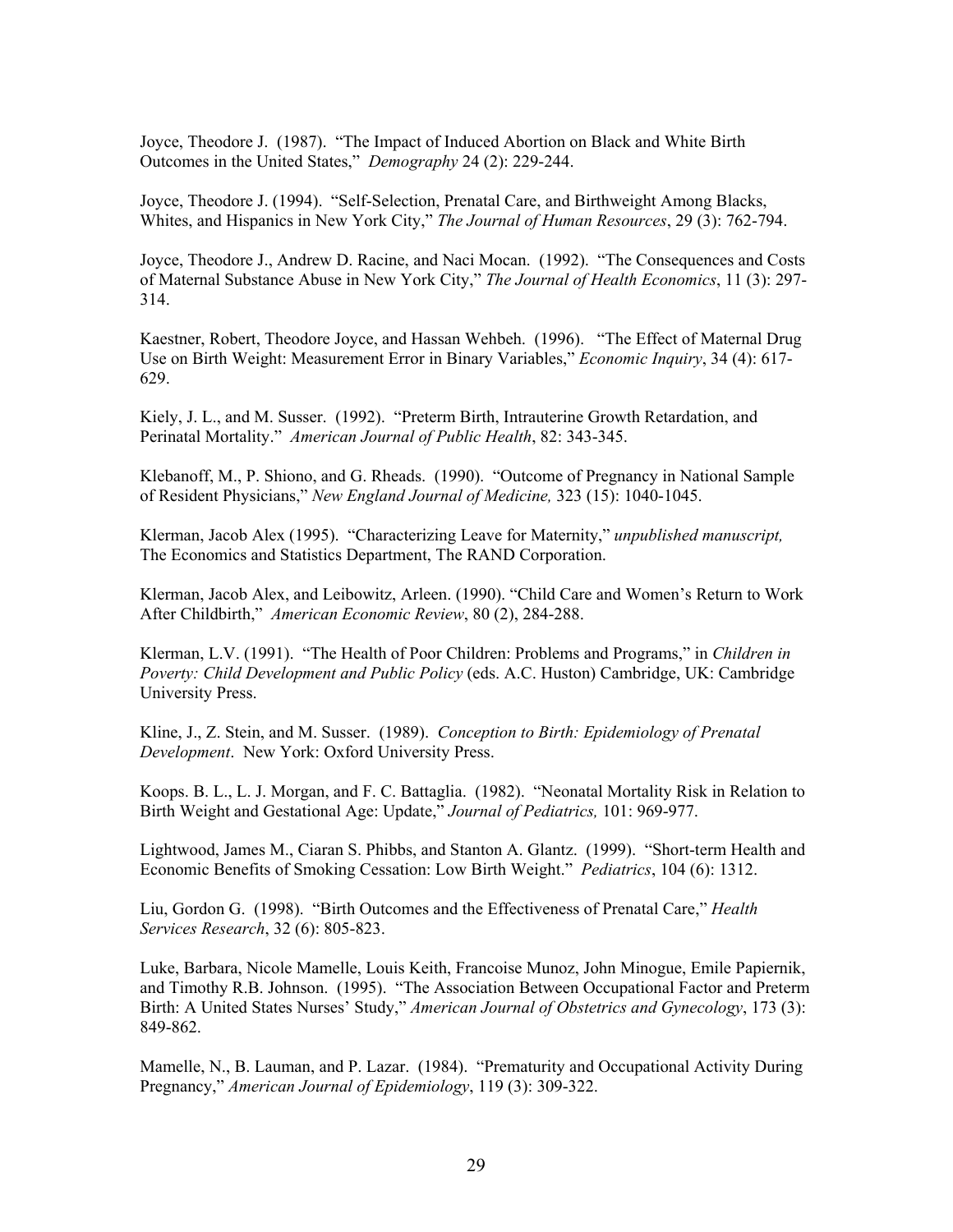Joyce, Theodore J. (1987). "The Impact of Induced Abortion on Black and White Birth Outcomes in the United States," *Demography* 24 (2): 229-244.

Joyce, Theodore J. (1994). "Self-Selection, Prenatal Care, and Birthweight Among Blacks, Whites, and Hispanics in New York City," *The Journal of Human Resources*, 29 (3): 762-794.

Joyce, Theodore J., Andrew D. Racine, and Naci Mocan. (1992). "The Consequences and Costs of Maternal Substance Abuse in New York City," *The Journal of Health Economics*, 11 (3): 297-314.

Kaestner, Robert, Theodore Joyce, and Hassan Wehbeh. (1996). "The Effect of Maternal Drug Use on Birth Weight: Measurement Error in Binary Variables," *Economic Inquiry*, 34 (4): 617-629.

Kiely, J. L., and M. Susser. (1992). "Preterm Birth, Intrauterine Growth Retardation, and Perinatal Mortality." *American Journal of Public Health*, 82: 343-345.

Klebanoff, M., P. Shiono, and G. Rheads. (1990). "Outcome of Pregnancy in National Sample of Resident Physicians," *New England Journal of Medicine,* 323 (15): 1040-1045.

Klerman, Jacob Alex (1995). "Characterizing Leave for Maternity," *unpublished manuscript,* The Economics and Statistics Department, The RAND Corporation.

Klerman, Jacob Alex, and Leibowitz, Arleen. (1990). "Child Care and Women's Return to Work After Childbirth," *American Economic Review*, 80 (2), 284-288.

Klerman, L.V. (1991). "The Health of Poor Children: Problems and Programs," in *Children in Poverty: Child Development and Public Policy* (eds. A.C. Huston) Cambridge, UK: Cambridge University Press.

Kline, J., Z. Stein, and M. Susser. (1989). *Conception to Birth: Epidemiology of Prenatal Development*. New York: Oxford University Press.

Koops. B. L., L. J. Morgan, and F. C. Battaglia. (1982). "Neonatal Mortality Risk in Relation to Birth Weight and Gestational Age: Update," *Journal of Pediatrics,* 101: 969-977.

Lightwood, James M., Ciaran S. Phibbs, and Stanton A. Glantz. (1999). "Short-term Health and Economic Benefits of Smoking Cessation: Low Birth Weight." *Pediatrics*, 104 (6): 1312.

Liu, Gordon G. (1998). "Birth Outcomes and the Effectiveness of Prenatal Care," *Health Services Research*, 32 (6): 805-823.

Luke, Barbara, Nicole Mamelle, Louis Keith, Francoise Munoz, John Minogue, Emile Papiernik, and Timothy R.B. Johnson. (1995). "The Association Between Occupational Factor and Preterm Birth: A United States Nurses' Study," *American Journal of Obstetrics and Gynecology*, 173 (3): 849-862.

Mamelle, N., B. Lauman, and P. Lazar. (1984). "Prematurity and Occupational Activity During Pregnancy," *American Journal of Epidemiology*, 119 (3): 309-322.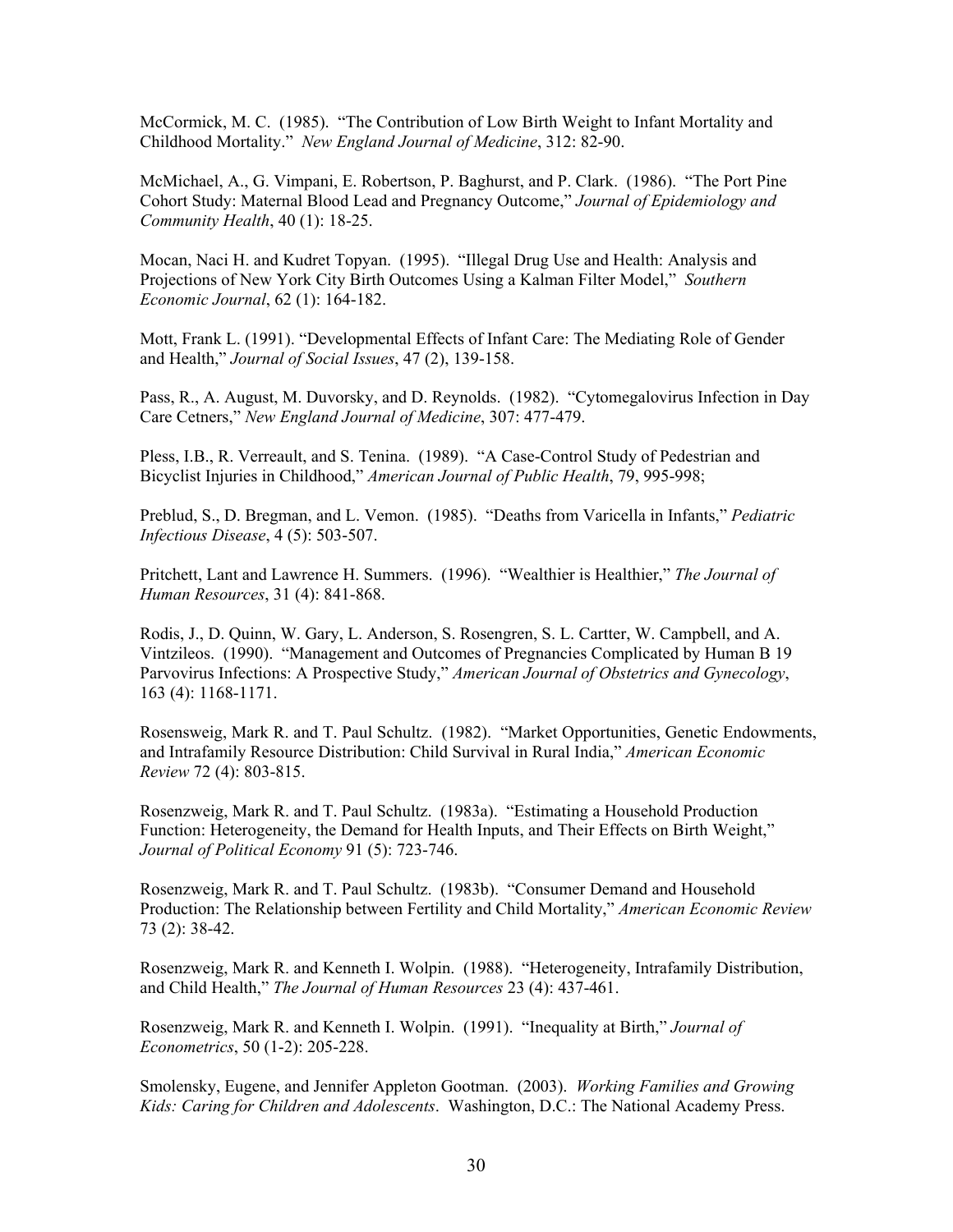McCormick, M. C. (1985). "The Contribution of Low Birth Weight to Infant Mortality and Childhood Mortality." *New England Journal of Medicine*, 312: 82-90.

McMichael, A., G. Vimpani, E. Robertson, P. Baghurst, and P. Clark. (1986). "The Port Pine Cohort Study: Maternal Blood Lead and Pregnancy Outcome," *Journal of Epidemiology and Community Health*, 40 (1): 18-25.

Mocan, Naci H. and Kudret Topyan. (1995). "Illegal Drug Use and Health: Analysis and Projections of New York City Birth Outcomes Using a Kalman Filter Model," *Southern Economic Journal*, 62 (1): 164-182.

Mott, Frank L. (1991). "Developmental Effects of Infant Care: The Mediating Role of Gender and Health," *Journal of Social Issues*, 47 (2), 139-158.

Pass, R., A. August, M. Duvorsky, and D. Reynolds. (1982). "Cytomegalovirus Infection in Day Care Cetners," *New England Journal of Medicine*, 307: 477-479.

Pless, I.B., R. Verreault, and S. Tenina. (1989). "A Case-Control Study of Pedestrian and Bicyclist Injuries in Childhood," *American Journal of Public Health*, 79, 995-998;

Preblud, S., D. Bregman, and L. Vemon. (1985). "Deaths from Varicella in Infants," *Pediatric Infectious Disease*, 4 (5): 503-507.

Pritchett, Lant and Lawrence H. Summers. (1996). "Wealthier is Healthier," *The Journal of Human Resources*, 31 (4): 841-868.

Rodis, J., D. Quinn, W. Gary, L. Anderson, S. Rosengren, S. L. Cartter, W. Campbell, and A. Vintzileos. (1990). "Management and Outcomes of Pregnancies Complicated by Human B 19 Parvovirus Infections: A Prospective Study," *American Journal of Obstetrics and Gynecology*, 163 (4): 1168-1171.

Rosensweig, Mark R. and T. Paul Schultz. (1982). "Market Opportunities, Genetic Endowments, and Intrafamily Resource Distribution: Child Survival in Rural India," *American Economic Review* 72 (4): 803-815.

Rosenzweig, Mark R. and T. Paul Schultz. (1983a). "Estimating a Household Production Function: Heterogeneity, the Demand for Health Inputs, and Their Effects on Birth Weight," *Journal of Political Economy* 91 (5): 723-746.

Rosenzweig, Mark R. and T. Paul Schultz. (1983b). "Consumer Demand and Household Production: The Relationship between Fertility and Child Mortality," *American Economic Review* 73 (2): 38-42.

Rosenzweig, Mark R. and Kenneth I. Wolpin. (1988). "Heterogeneity, Intrafamily Distribution, and Child Health," *The Journal of Human Resources* 23 (4): 437-461.

Rosenzweig, Mark R. and Kenneth I. Wolpin. (1991). "Inequality at Birth," *Journal of Econometrics*, 50 (1-2): 205-228.

Smolensky, Eugene, and Jennifer Appleton Gootman. (2003). *Working Families and Growing Kids: Caring for Children and Adolescents*. Washington, D.C.: The National Academy Press.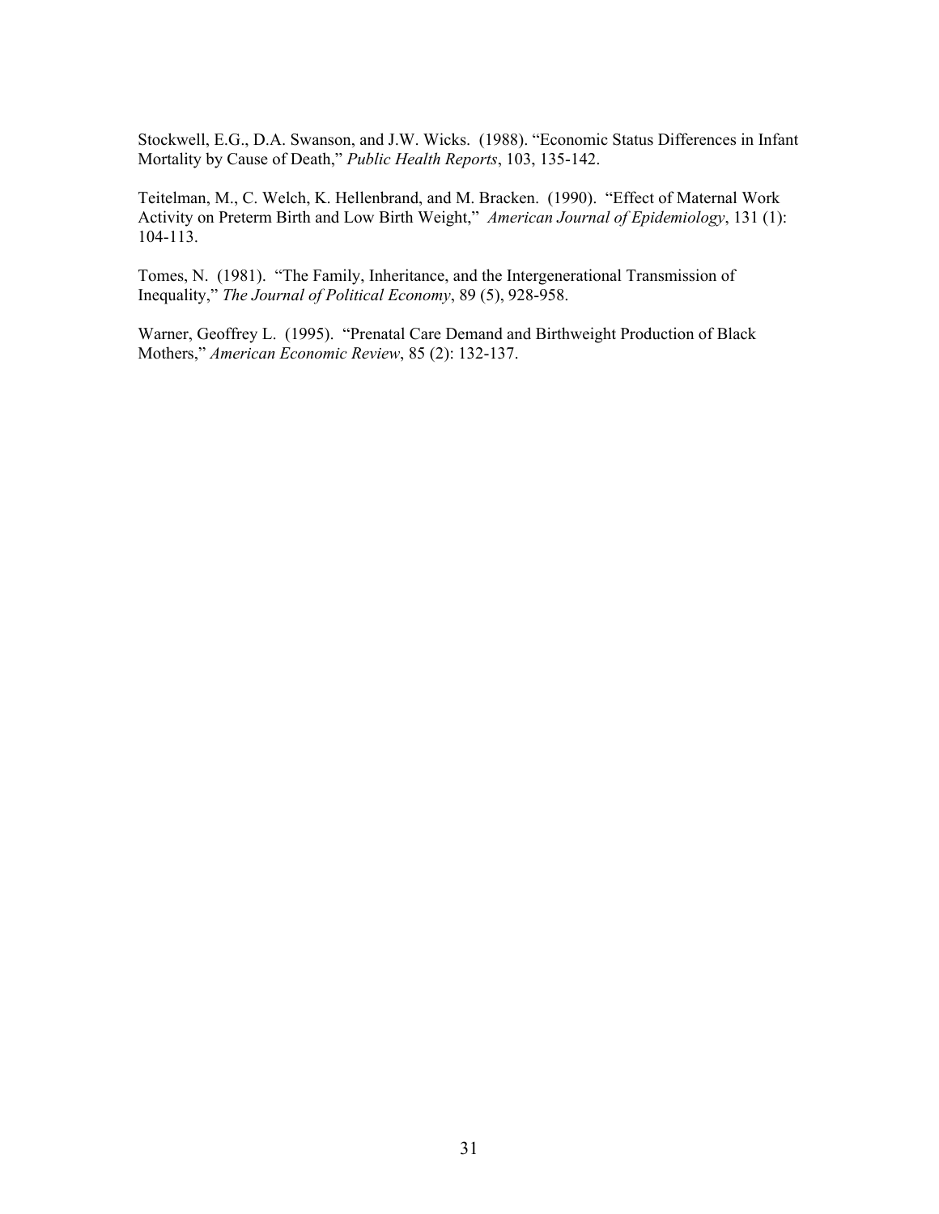Stockwell, E.G., D.A. Swanson, and J.W. Wicks. (1988). "Economic Status Differences in Infant Mortality by Cause of Death," *Public Health Reports*, 103, 135-142.

Teitelman, M., C. Welch, K. Hellenbrand, and M. Bracken. (1990). "Effect of Maternal Work Activity on Preterm Birth and Low Birth Weight," *American Journal of Epidemiology*, 131 (1): 104-113.

Tomes, N. (1981). "The Family, Inheritance, and the Intergenerational Transmission of Inequality," *The Journal of Political Economy*, 89 (5), 928-958.

Warner, Geoffrey L. (1995). "Prenatal Care Demand and Birthweight Production of Black Mothers," *American Economic Review*, 85 (2): 132-137.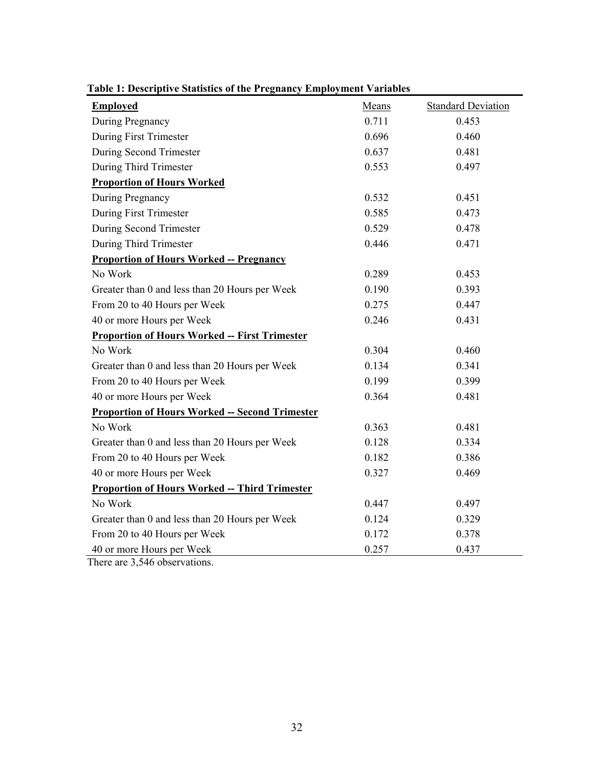**Table 1: Descriptive Statistics of the Pregnancy Employment Variables**

| **Employed** | Means | Standard Deviation |
|---|---|---|
| During Pregnancy | 0.711 | 0.453 |
| During First Trimester | 0.696 | 0.460 |
| During Second Trimester | 0.637 | 0.481 |
| During Third Trimester | 0.553 | 0.497 |
| **Proportion of Hours Worked** | | |
| During Pregnancy | 0.532 | 0.451 |
| During First Trimester | 0.585 | 0.473 |
| During Second Trimester | 0.529 | 0.478 |
| During Third Trimester | 0.446 | 0.471 |
| **Proportion of Hours Worked -- Pregnancy** | | |
| No Work | 0.289 | 0.453 |
| Greater than 0 and less than 20 Hours per Week | 0.190 | 0.393 |
| From 20 to 40 Hours per Week | 0.275 | 0.447 |
| 40 or more Hours per Week | 0.246 | 0.431 |
| **Proportion of Hours Worked -- First Trimester** | | |
| No Work | 0.304 | 0.460 |
| Greater than 0 and less than 20 Hours per Week | 0.134 | 0.341 |
| From 20 to 40 Hours per Week | 0.199 | 0.399 |
| 40 or more Hours per Week | 0.364 | 0.481 |
| **Proportion of Hours Worked -- Second Trimester** | | |
| No Work | 0.363 | 0.481 |
| Greater than 0 and less than 20 Hours per Week | 0.128 | 0.334 |
| From 20 to 40 Hours per Week | 0.182 | 0.386 |
| 40 or more Hours per Week | 0.327 | 0.469 |
| **Proportion of Hours Worked -- Third Trimester** | | |
| No Work | 0.447 | 0.497 |
| Greater than 0 and less than 20 Hours per Week | 0.124 | 0.329 |
| From 20 to 40 Hours per Week | 0.172 | 0.378 |
| 40 or more Hours per Week | 0.257 | 0.437 |

There are 3,546 observations.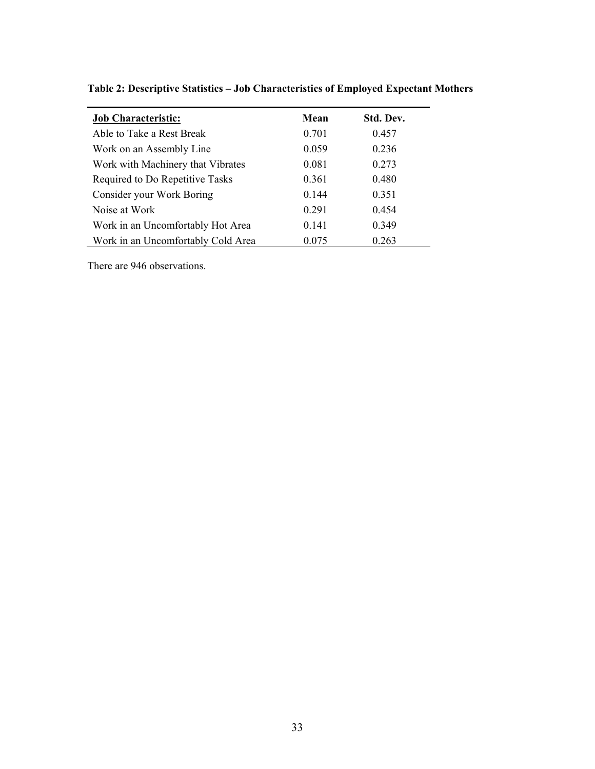**Table 2: Descriptive Statistics – Job Characteristics of Employed Expectant Mothers**

| Job Characteristic: | Mean | Std. Dev. |
|---|---|---|
| Able to Take a Rest Break | 0.701 | 0.457 |
| Work on an Assembly Line | 0.059 | 0.236 |
| Work with Machinery that Vibrates | 0.081 | 0.273 |
| Required to Do Repetitive Tasks | 0.361 | 0.480 |
| Consider your Work Boring | 0.144 | 0.351 |
| Noise at Work | 0.291 | 0.454 |
| Work in an Uncomfortably Hot Area | 0.141 | 0.349 |
| Work in an Uncomfortably Cold Area | 0.075 | 0.263 |

There are 946 observations.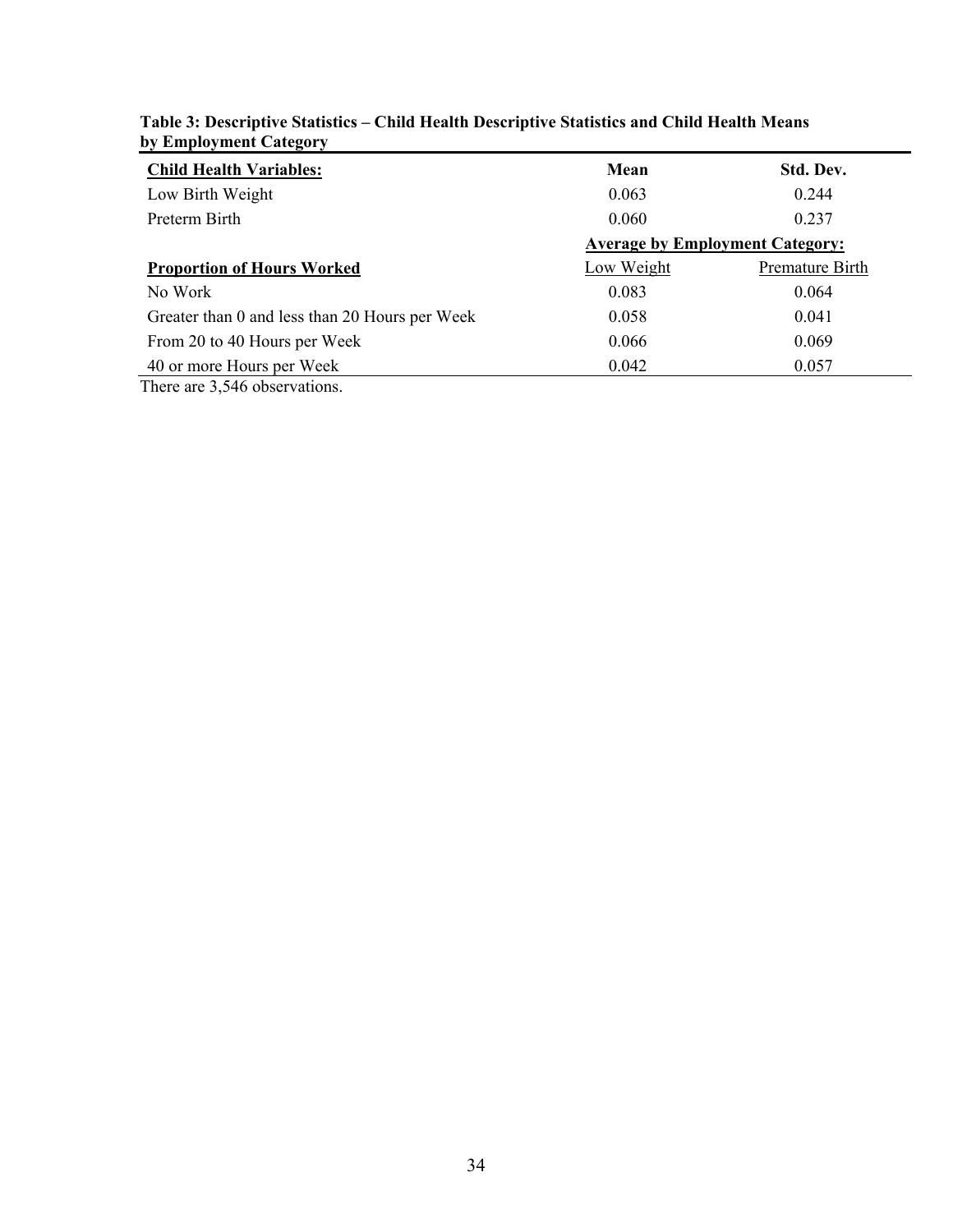**Table 3: Descriptive Statistics – Child Health Descriptive Statistics and Child Health Means by Employment Category**

| **Child Health Variables:** | **Mean** | **Std. Dev.** |
|---|---|---|
| Low Birth Weight | 0.063 | 0.244 |
| Preterm Birth | 0.060 | 0.237 |
| | **Average by Employment Category:** | |
| **Proportion of Hours Worked** | Low Weight | Premature Birth |
| No Work | 0.083 | 0.064 |
| Greater than 0 and less than 20 Hours per Week | 0.058 | 0.041 |
| From 20 to 40 Hours per Week | 0.066 | 0.069 |
| 40 or more Hours per Week | 0.042 | 0.057 |

There are 3,546 observations.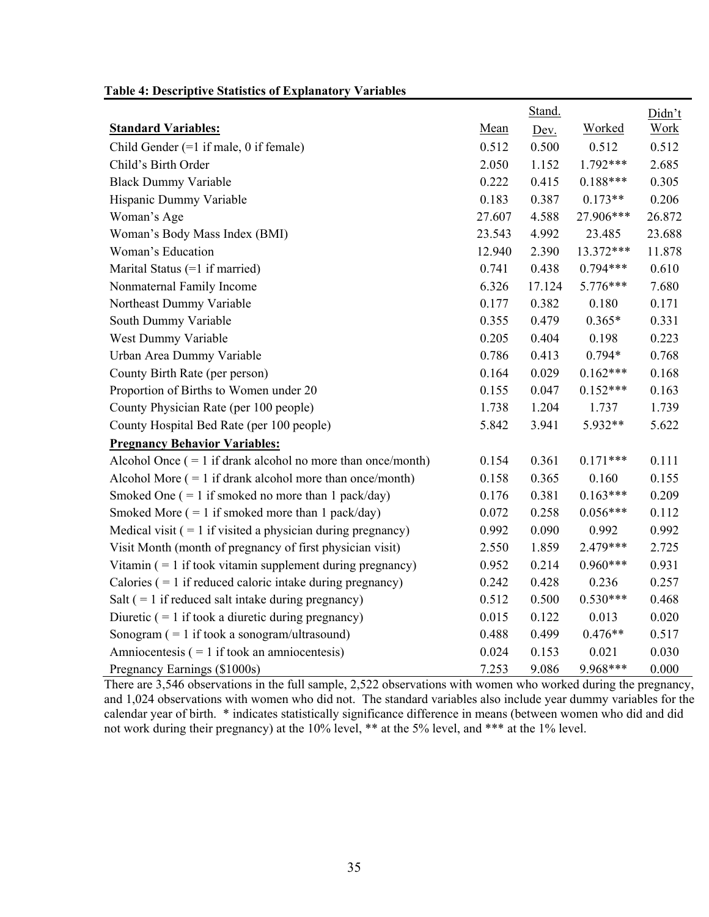**Table 4: Descriptive Statistics of Explanatory Variables**

| **Standard Variables:** | Mean | Stand. Dev. | Worked | Didn't Work |
|---|---|---|---|---|
| Child Gender (=1 if male, 0 if female) | 0.512 | 0.500 | 0.512 | 0.512 |
| Child's Birth Order | 2.050 | 1.152 | 1.792*** | 2.685 |
| Black Dummy Variable | 0.222 | 0.415 | 0.188*** | 0.305 |
| Hispanic Dummy Variable | 0.183 | 0.387 | 0.173** | 0.206 |
| Woman's Age | 27.607 | 4.588 | 27.906*** | 26.872 |
| Woman's Body Mass Index (BMI) | 23.543 | 4.992 | 23.485 | 23.688 |
| Woman's Education | 12.940 | 2.390 | 13.372*** | 11.878 |
| Marital Status (=1 if married) | 0.741 | 0.438 | 0.794*** | 0.610 |
| Nonmaternal Family Income | 6.326 | 17.124 | 5.776*** | 7.680 |
| Northeast Dummy Variable | 0.177 | 0.382 | 0.180 | 0.171 |
| South Dummy Variable | 0.355 | 0.479 | 0.365* | 0.331 |
| West Dummy Variable | 0.205 | 0.404 | 0.198 | 0.223 |
| Urban Area Dummy Variable | 0.786 | 0.413 | 0.794* | 0.768 |
| County Birth Rate (per person) | 0.164 | 0.029 | 0.162*** | 0.168 |
| Proportion of Births to Women under 20 | 0.155 | 0.047 | 0.152*** | 0.163 |
| County Physician Rate (per 100 people) | 1.738 | 1.204 | 1.737 | 1.739 |
| County Hospital Bed Rate (per 100 people) | 5.842 | 3.941 | 5.932** | 5.622 |
| **Pregnancy Behavior Variables:** | | | | |
| Alcohol Once ( = 1 if drank alcohol no more than once/month) | 0.154 | 0.361 | 0.171*** | 0.111 |
| Alcohol More ( = 1 if drank alcohol more than once/month) | 0.158 | 0.365 | 0.160 | 0.155 |
| Smoked One ( = 1 if smoked no more than 1 pack/day) | 0.176 | 0.381 | 0.163*** | 0.209 |
| Smoked More ( = 1 if smoked more than 1 pack/day) | 0.072 | 0.258 | 0.056*** | 0.112 |
| Medical visit ( = 1 if visited a physician during pregnancy) | 0.992 | 0.090 | 0.992 | 0.992 |
| Visit Month (month of pregnancy of first physician visit) | 2.550 | 1.859 | 2.479*** | 2.725 |
| Vitamin ( = 1 if took vitamin supplement during pregnancy) | 0.952 | 0.214 | 0.960*** | 0.931 |
| Calories ( = 1 if reduced caloric intake during pregnancy) | 0.242 | 0.428 | 0.236 | 0.257 |
| Salt ( = 1 if reduced salt intake during pregnancy) | 0.512 | 0.500 | 0.530*** | 0.468 |
| Diuretic ( = 1 if took a diuretic during pregnancy) | 0.015 | 0.122 | 0.013 | 0.020 |
| Sonogram ( = 1 if took a sonogram/ultrasound) | 0.488 | 0.499 | 0.476** | 0.517 |
| Amniocentesis ( = 1 if took an amniocentesis) | 0.024 | 0.153 | 0.021 | 0.030 |
| Pregnancy Earnings ($1000s) | 7.253 | 9.086 | 9.968*** | 0.000 |

There are 3,546 observations in the full sample, 2,522 observations with women who worked during the pregnancy, and 1,024 observations with women who did not. The standard variables also include year dummy variables for the calendar year of birth. * indicates statistically significance difference in means (between women who did and did not work during their pregnancy) at the 10% level, ** at the 5% level, and *** at the 1% level.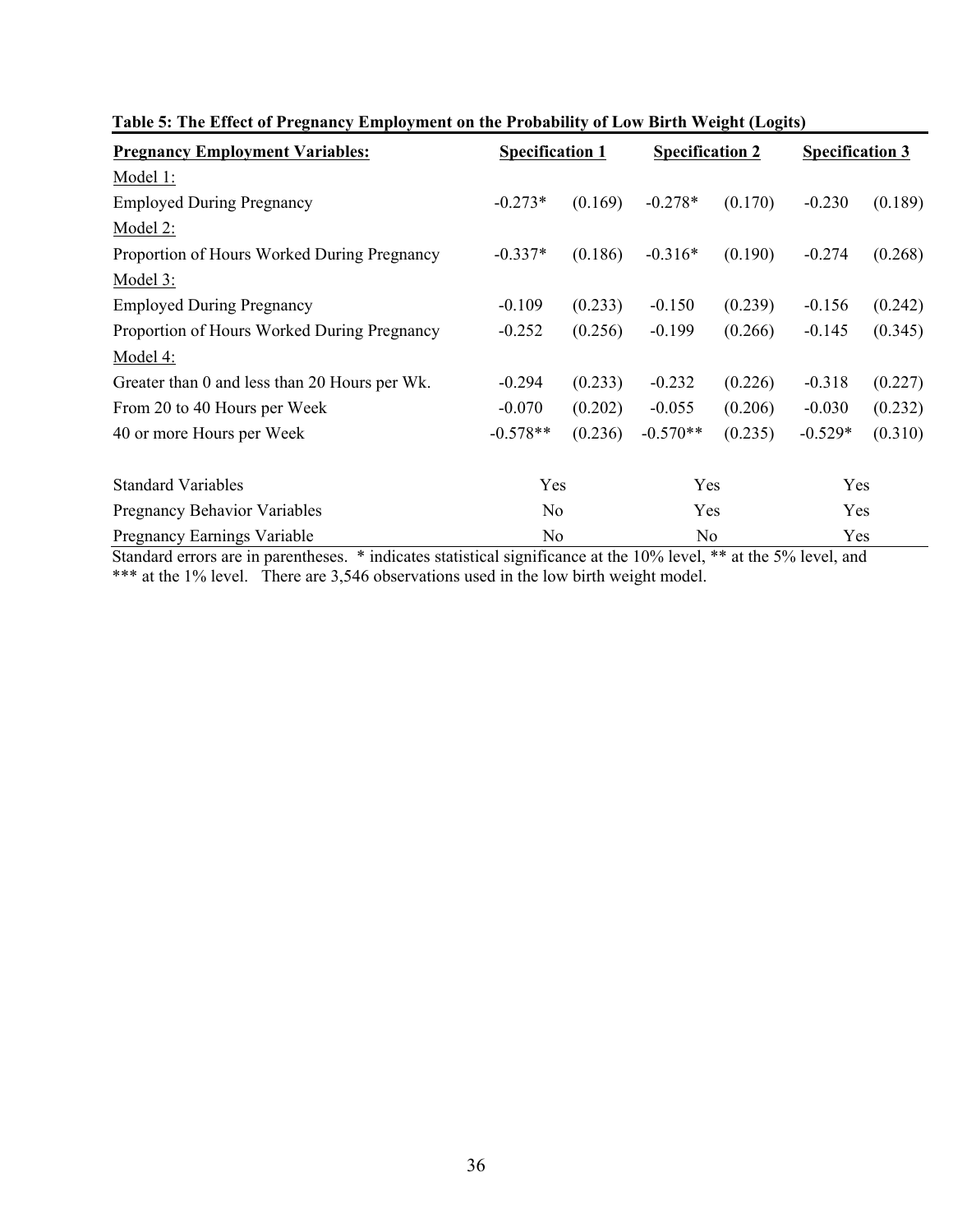**Table 5: The Effect of Pregnancy Employment on the Probability of Low Birth Weight (Logits)**

| Pregnancy Employment Variables: | Specification 1 | | Specification 2 | | Specification 3 | |
|---|---|---|---|---|---|---|
| Model 1: | | | | | | |
| Employed During Pregnancy | -0.273* | (0.169) | -0.278* | (0.170) | -0.230 | (0.189) |
| Model 2: | | | | | | |
| Proportion of Hours Worked During Pregnancy | -0.337* | (0.186) | -0.316* | (0.190) | -0.274 | (0.268) |
| Model 3: | | | | | | |
| Employed During Pregnancy | -0.109 | (0.233) | -0.150 | (0.239) | -0.156 | (0.242) |
| Proportion of Hours Worked During Pregnancy | -0.252 | (0.256) | -0.199 | (0.266) | -0.145 | (0.345) |
| Model 4: | | | | | | |
| Greater than 0 and less than 20 Hours per Wk. | -0.294 | (0.233) | -0.232 | (0.226) | -0.318 | (0.227) |
| From 20 to 40 Hours per Week | -0.070 | (0.202) | -0.055 | (0.206) | -0.030 | (0.232) |
| 40 or more Hours per Week | -0.578** | (0.236) | -0.570** | (0.235) | -0.529* | (0.310) |
| | | | | | | |
| Standard Variables | Yes | | Yes | | Yes | |
| Pregnancy Behavior Variables | No | | Yes | | Yes | |
| Pregnancy Earnings Variable | No | | No | | Yes | |

Standard errors are in parentheses. * indicates statistical significance at the 10% level, ** at the 5% level, and *** at the 1% level. There are 3,546 observations used in the low birth weight model.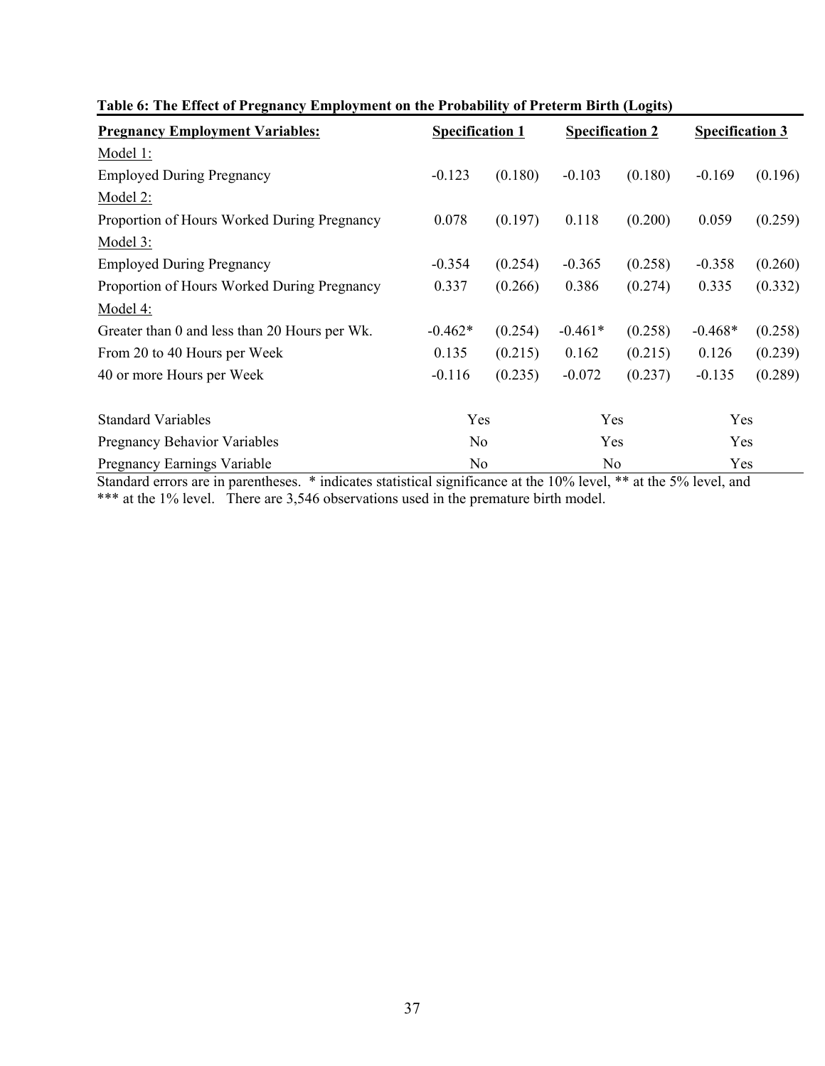**Table 6: The Effect of Pregnancy Employment on the Probability of Preterm Birth (Logits)**

| Pregnancy Employment Variables: | Specification 1 | | Specification 2 | | Specification 3 | |
|---|---|---|---|---|---|---|
| Model 1: | | | | | | |
| Employed During Pregnancy | -0.123 | (0.180) | -0.103 | (0.180) | -0.169 | (0.196) |
| Model 2: | | | | | | |
| Proportion of Hours Worked During Pregnancy | 0.078 | (0.197) | 0.118 | (0.200) | 0.059 | (0.259) |
| Model 3: | | | | | | |
| Employed During Pregnancy | -0.354 | (0.254) | -0.365 | (0.258) | -0.358 | (0.260) |
| Proportion of Hours Worked During Pregnancy | 0.337 | (0.266) | 0.386 | (0.274) | 0.335 | (0.332) |
| Model 4: | | | | | | |
| Greater than 0 and less than 20 Hours per Wk. | -0.462* | (0.254) | -0.461* | (0.258) | -0.468* | (0.258) |
| From 20 to 40 Hours per Week | 0.135 | (0.215) | 0.162 | (0.215) | 0.126 | (0.239) |
| 40 or more Hours per Week | -0.116 | (0.235) | -0.072 | (0.237) | -0.135 | (0.289) |
| Standard Variables | Yes | | Yes | | Yes | |
| Pregnancy Behavior Variables | No | | Yes | | Yes | |
| Pregnancy Earnings Variable | No | | No | | Yes | |

Standard errors are in parentheses. * indicates statistical significance at the 10% level, ** at the 5% level, and *** at the 1% level. There are 3,546 observations used in the premature birth model.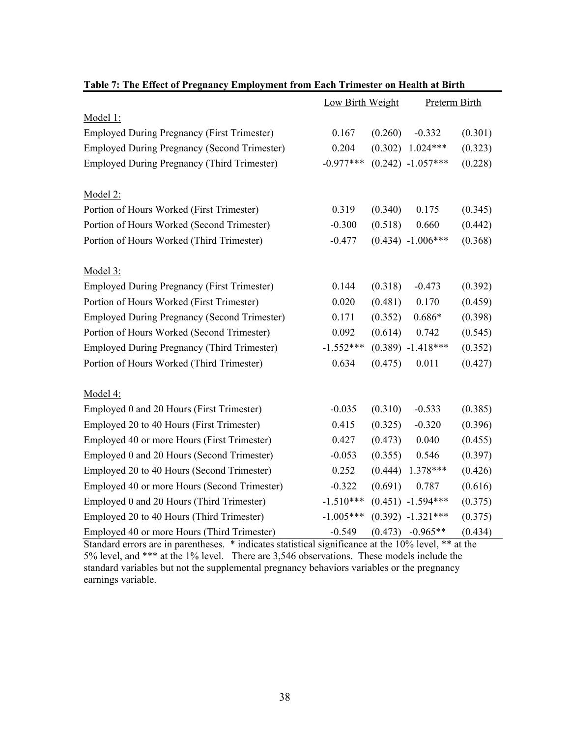**Table 7: The Effect of Pregnancy Employment from Each Trimester on Health at Birth**

| | Low Birth Weight | | Preterm Birth | |
|---|---|---|---|---|
| Model 1: | | | | |
| Employed During Pregnancy (First Trimester) | 0.167 | (0.260) | -0.332 | (0.301) |
| Employed During Pregnancy (Second Trimester) | 0.204 | (0.302) | 1.024*** | (0.323) |
| Employed During Pregnancy (Third Trimester) | -0.977*** | (0.242) | -1.057*** | (0.228) |
| Model 2: | | | | |
| Portion of Hours Worked (First Trimester) | 0.319 | (0.340) | 0.175 | (0.345) |
| Portion of Hours Worked (Second Trimester) | -0.300 | (0.518) | 0.660 | (0.442) |
| Portion of Hours Worked (Third Trimester) | -0.477 | (0.434) | -1.006*** | (0.368) |
| Model 3: | | | | |
| Employed During Pregnancy (First Trimester) | 0.144 | (0.318) | -0.473 | (0.392) |
| Portion of Hours Worked (First Trimester) | 0.020 | (0.481) | 0.170 | (0.459) |
| Employed During Pregnancy (Second Trimester) | 0.171 | (0.352) | 0.686* | (0.398) |
| Portion of Hours Worked (Second Trimester) | 0.092 | (0.614) | 0.742 | (0.545) |
| Employed During Pregnancy (Third Trimester) | -1.552*** | (0.389) | -1.418*** | (0.352) |
| Portion of Hours Worked (Third Trimester) | 0.634 | (0.475) | 0.011 | (0.427) |
| Model 4: | | | | |
| Employed 0 and 20 Hours (First Trimester) | -0.035 | (0.310) | -0.533 | (0.385) |
| Employed 20 to 40 Hours (First Trimester) | 0.415 | (0.325) | -0.320 | (0.396) |
| Employed 40 or more Hours (First Trimester) | 0.427 | (0.473) | 0.040 | (0.455) |
| Employed 0 and 20 Hours (Second Trimester) | -0.053 | (0.355) | 0.546 | (0.397) |
| Employed 20 to 40 Hours (Second Trimester) | 0.252 | (0.444) | 1.378*** | (0.426) |
| Employed 40 or more Hours (Second Trimester) | -0.322 | (0.691) | 0.787 | (0.616) |
| Employed 0 and 20 Hours (Third Trimester) | -1.510*** | (0.451) | -1.594*** | (0.375) |
| Employed 20 to 40 Hours (Third Trimester) | -1.005*** | (0.392) | -1.321*** | (0.375) |
| Employed 40 or more Hours (Third Trimester) | -0.549 | (0.473) | -0.965** | (0.434) |

Standard errors are in parentheses. * indicates statistical significance at the 10% level, ** at the 5% level, and *** at the 1% level. There are 3,546 observations. These models include the standard variables but not the supplemental pregnancy behaviors variables or the pregnancy earnings variable.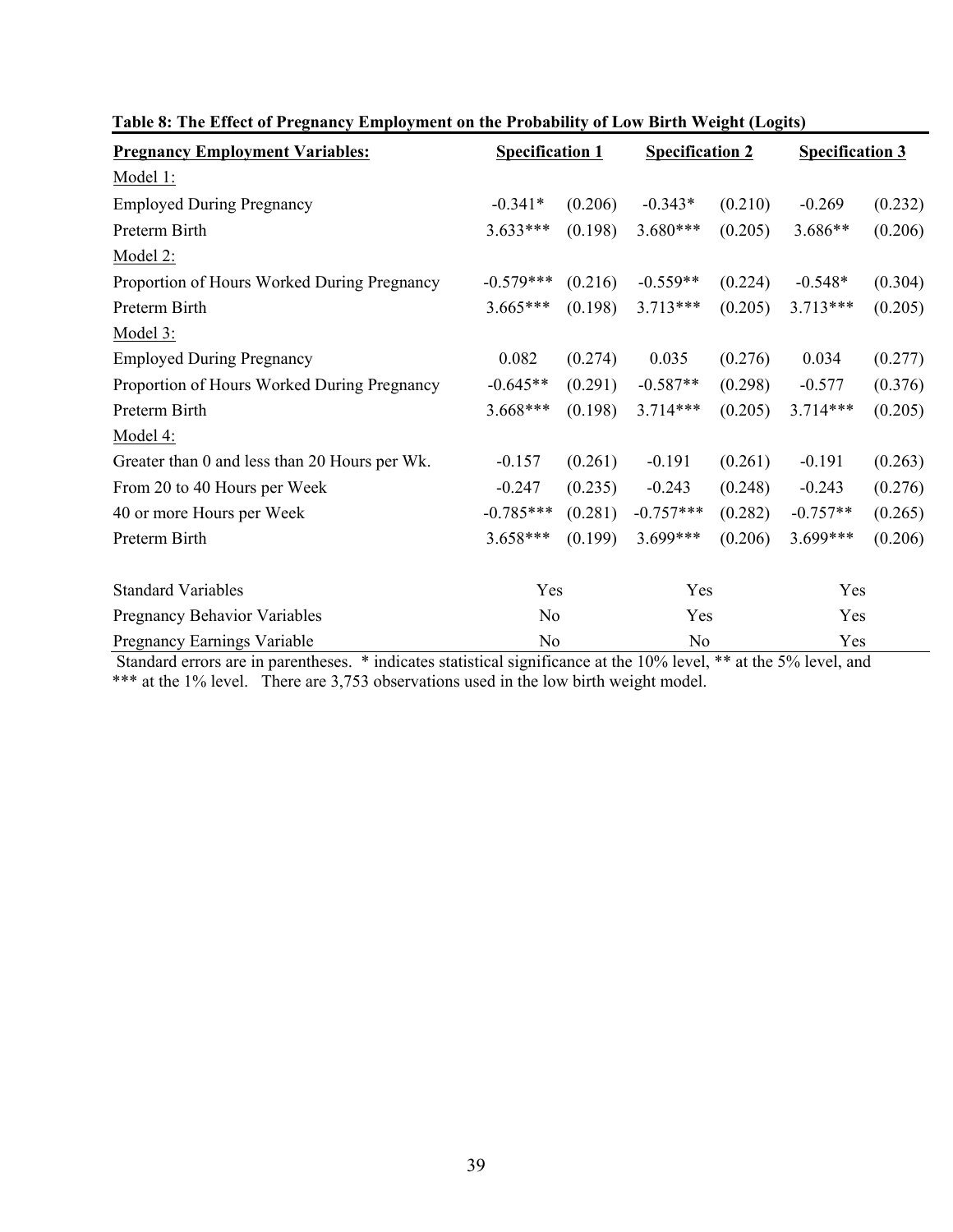**Table 8: The Effect of Pregnancy Employment on the Probability of Low Birth Weight (Logits)**

| Pregnancy Employment Variables: | Specification 1 | | Specification 2 | | Specification 3 | |
|---|---|---|---|---|---|---|
| Model 1: | | | | | | |
| Employed During Pregnancy | -0.341* | (0.206) | -0.343* | (0.210) | -0.269 | (0.232) |
| Preterm Birth | 3.633*** | (0.198) | 3.680*** | (0.205) | 3.686** | (0.206) |
| Model 2: | | | | | | |
| Proportion of Hours Worked During Pregnancy | -0.579*** | (0.216) | -0.559** | (0.224) | -0.548* | (0.304) |
| Preterm Birth | 3.665*** | (0.198) | 3.713*** | (0.205) | 3.713*** | (0.205) |
| Model 3: | | | | | | |
| Employed During Pregnancy | 0.082 | (0.274) | 0.035 | (0.276) | 0.034 | (0.277) |
| Proportion of Hours Worked During Pregnancy | -0.645** | (0.291) | -0.587** | (0.298) | -0.577 | (0.376) |
| Preterm Birth | 3.668*** | (0.198) | 3.714*** | (0.205) | 3.714*** | (0.205) |
| Model 4: | | | | | | |
| Greater than 0 and less than 20 Hours per Wk. | -0.157 | (0.261) | -0.191 | (0.261) | -0.191 | (0.263) |
| From 20 to 40 Hours per Week | -0.247 | (0.235) | -0.243 | (0.248) | -0.243 | (0.276) |
| 40 or more Hours per Week | -0.785*** | (0.281) | -0.757*** | (0.282) | -0.757** | (0.265) |
| Preterm Birth | 3.658*** | (0.199) | 3.699*** | (0.206) | 3.699*** | (0.206) |
| | | | | | | |
| Standard Variables | Yes | | Yes | | Yes | |
| Pregnancy Behavior Variables | No | | Yes | | Yes | |
| Pregnancy Earnings Variable | No | | No | | Yes | |

Standard errors are in parentheses. * indicates statistical significance at the 10% level, ** at the 5% level, and *** at the 1% level. There are 3,753 observations used in the low birth weight model.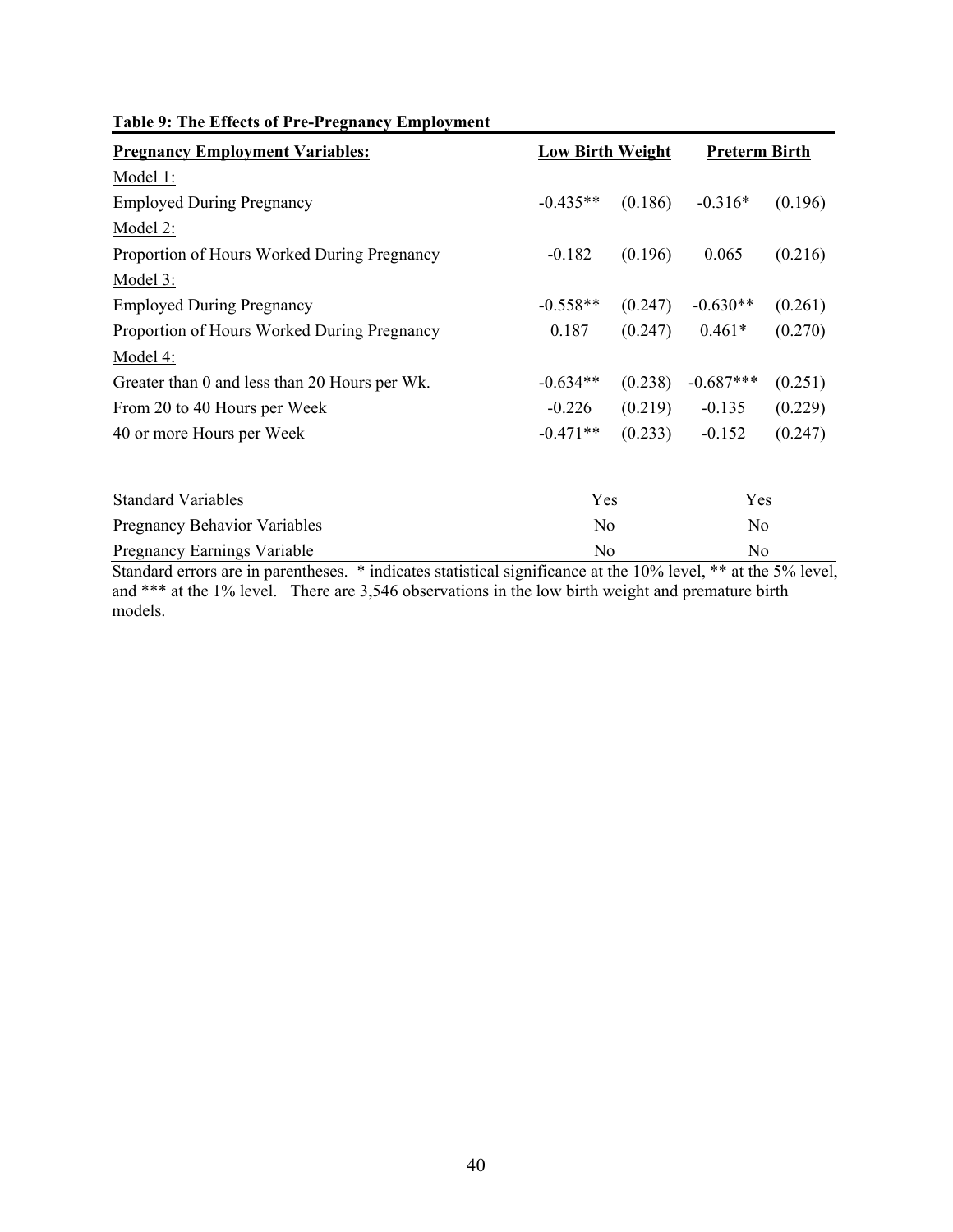**Table 9: The Effects of Pre-Pregnancy Employment**

| **Pregnancy Employment Variables:** | **Low Birth Weight** | | **Preterm Birth** | |
|---|---|---|---|---|
| Model 1: | | | | |
| Employed During Pregnancy | -0.435** | (0.186) | -0.316* | (0.196) |
| Model 2: | | | | |
| Proportion of Hours Worked During Pregnancy | -0.182 | (0.196) | 0.065 | (0.216) |
| Model 3: | | | | |
| Employed During Pregnancy | -0.558** | (0.247) | -0.630** | (0.261) |
| Proportion of Hours Worked During Pregnancy | 0.187 | (0.247) | 0.461* | (0.270) |
| Model 4: | | | | |
| Greater than 0 and less than 20 Hours per Wk. | -0.634** | (0.238) | -0.687*** | (0.251) |
| From 20 to 40 Hours per Week | -0.226 | (0.219) | -0.135 | (0.229) |
| 40 or more Hours per Week | -0.471** | (0.233) | -0.152 | (0.247) |
| | | | | |
| Standard Variables | Yes | | Yes | |
| Pregnancy Behavior Variables | No | | No | |
| Pregnancy Earnings Variable | No | | No | |

Standard errors are in parentheses. * indicates statistical significance at the 10% level, ** at the 5% level, and *** at the 1% level. There are 3,546 observations in the low birth weight and premature birth models.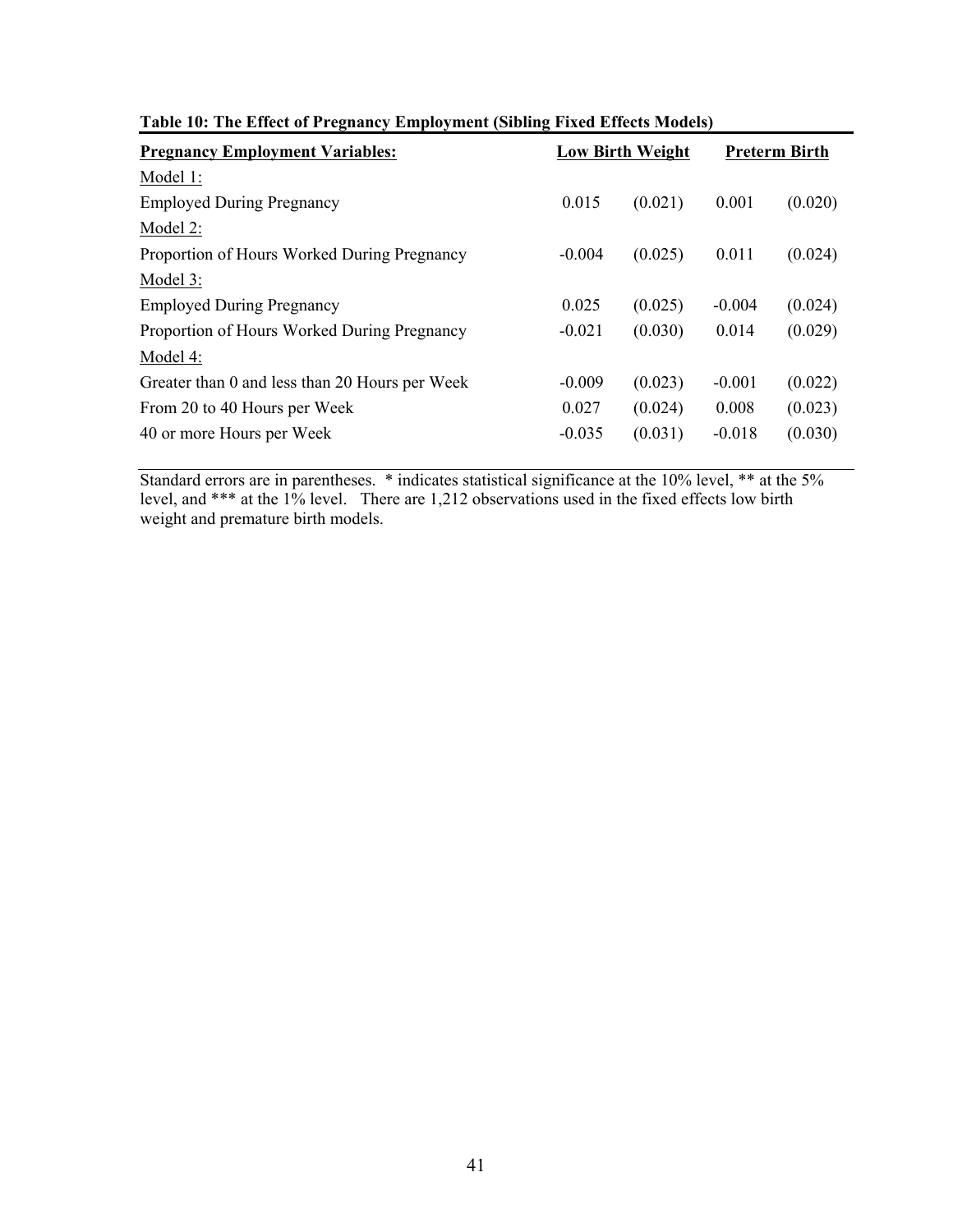**Table 10: The Effect of Pregnancy Employment (Sibling Fixed Effects Models)**

| Pregnancy Employment Variables: | Low Birth Weight | | Preterm Birth | |
|---|---|---|---|---|
| Model 1: | | | | |
| Employed During Pregnancy | 0.015 | (0.021) | 0.001 | (0.020) |
| Model 2: | | | | |
| Proportion of Hours Worked During Pregnancy | -0.004 | (0.025) | 0.011 | (0.024) |
| Model 3: | | | | |
| Employed During Pregnancy | 0.025 | (0.025) | -0.004 | (0.024) |
| Proportion of Hours Worked During Pregnancy | -0.021 | (0.030) | 0.014 | (0.029) |
| Model 4: | | | | |
| Greater than 0 and less than 20 Hours per Week | -0.009 | (0.023) | -0.001 | (0.022) |
| From 20 to 40 Hours per Week | 0.027 | (0.024) | 0.008 | (0.023) |
| 40 or more Hours per Week | -0.035 | (0.031) | -0.018 | (0.030) |

Standard errors are in parentheses. * indicates statistical significance at the 10% level, ** at the 5% level, and *** at the 1% level. There are 1,212 observations used in the fixed effects low birth weight and premature birth models.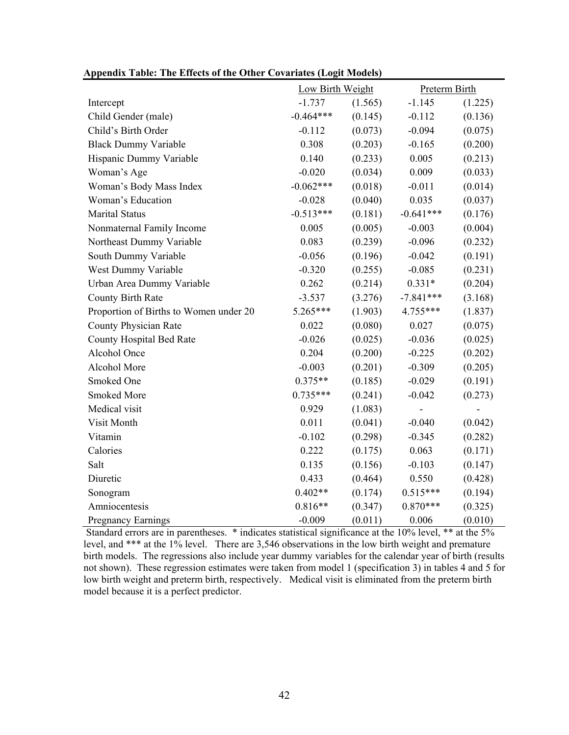**Appendix Table: The Effects of the Other Covariates (Logit Models)**

| | Low Birth Weight | | Preterm Birth | |
|---|---|---|---|---|
| Intercept | -1.737 | (1.565) | -1.145 | (1.225) |
| Child Gender (male) | -0.464*** | (0.145) | -0.112 | (0.136) |
| Child's Birth Order | -0.112 | (0.073) | -0.094 | (0.075) |
| Black Dummy Variable | 0.308 | (0.203) | -0.165 | (0.200) |
| Hispanic Dummy Variable | 0.140 | (0.233) | 0.005 | (0.213) |
| Woman's Age | -0.020 | (0.034) | 0.009 | (0.033) |
| Woman's Body Mass Index | -0.062*** | (0.018) | -0.011 | (0.014) |
| Woman's Education | -0.028 | (0.040) | 0.035 | (0.037) |
| Marital Status | -0.513*** | (0.181) | -0.641*** | (0.176) |
| Nonmaternal Family Income | 0.005 | (0.005) | -0.003 | (0.004) |
| Northeast Dummy Variable | 0.083 | (0.239) | -0.096 | (0.232) |
| South Dummy Variable | -0.056 | (0.196) | -0.042 | (0.191) |
| West Dummy Variable | -0.320 | (0.255) | -0.085 | (0.231) |
| Urban Area Dummy Variable | 0.262 | (0.214) | 0.331* | (0.204) |
| County Birth Rate | -3.537 | (3.276) | -7.841*** | (3.168) |
| Proportion of Births to Women under 20 | 5.265*** | (1.903) | 4.755*** | (1.837) |
| County Physician Rate | 0.022 | (0.080) | 0.027 | (0.075) |
| County Hospital Bed Rate | -0.026 | (0.025) | -0.036 | (0.025) |
| Alcohol Once | 0.204 | (0.200) | -0.225 | (0.202) |
| Alcohol More | -0.003 | (0.201) | -0.309 | (0.205) |
| Smoked One | 0.375** | (0.185) | -0.029 | (0.191) |
| Smoked More | 0.735*** | (0.241) | -0.042 | (0.273) |
| Medical visit | 0.929 | (1.083) | - | - |
| Visit Month | 0.011 | (0.041) | -0.040 | (0.042) |
| Vitamin | -0.102 | (0.298) | -0.345 | (0.282) |
| Calories | 0.222 | (0.175) | 0.063 | (0.171) |
| Salt | 0.135 | (0.156) | -0.103 | (0.147) |
| Diuretic | 0.433 | (0.464) | 0.550 | (0.428) |
| Sonogram | 0.402** | (0.174) | 0.515*** | (0.194) |
| Amniocentesis | 0.816** | (0.347) | 0.870*** | (0.325) |
| Pregnancy Earnings | -0.009 | (0.011) | 0.006 | (0.010) |

Standard errors are in parentheses. * indicates statistical significance at the 10% level, ** at the 5% level, and *** at the 1% level. There are 3,546 observations in the low birth weight and premature birth models. The regressions also include year dummy variables for the calendar year of birth (results not shown). These regression estimates were taken from model 1 (specification 3) in tables 4 and 5 for low birth weight and preterm birth, respectively. Medical visit is eliminated from the preterm birth model because it is a perfect predictor.